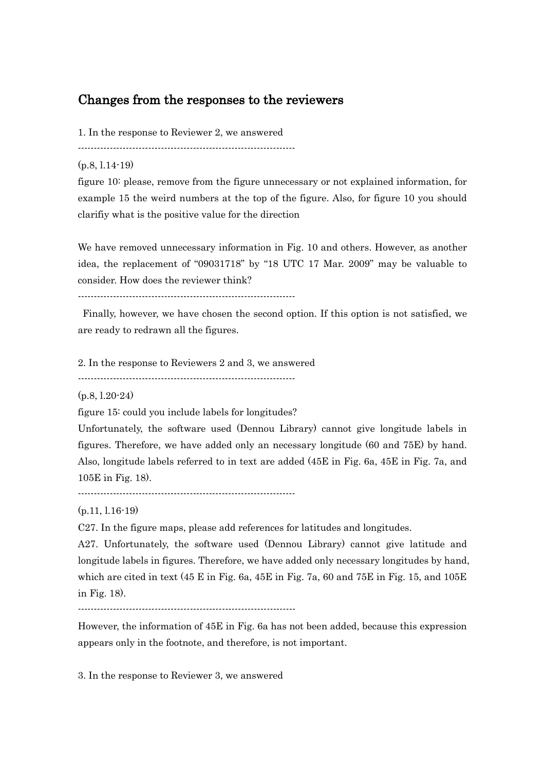## Changes from the responses to the reviewers

1. In the response to Reviewer 2, we answered

--------------------------------------------------------------------

(p.8, l.14-19)

figure 10: please, remove from the figure unnecessary or not explained information, for example 15 the weird numbers at the top of the figure. Also, for figure 10 you should clarifiy what is the positive value for the direction

We have removed unnecessary information in Fig. 10 and others. However, as another idea, the replacement of "09031718" by "18 UTC 17 Mar. 2009" may be valuable to consider. How does the reviewer think?

--------------------------------------------------------------------

Finally, however, we have chosen the second option. If this option is not satisfied, we are ready to redrawn all the figures.

2. In the response to Reviewers 2 and 3, we answered

--------------------------------------------------------------------

(p.8, l.20-24)

figure 15: could you include labels for longitudes?

Unfortunately, the software used (Dennou Library) cannot give longitude labels in figures. Therefore, we have added only an necessary longitude (60 and 75E) by hand. Also, longitude labels referred to in text are added (45E in Fig. 6a, 45E in Fig. 7a, and 105E in Fig. 18).

--------------------------------------------------------------------

(p.11, l.16-19)

C27. In the figure maps, please add references for latitudes and longitudes.

A27. Unfortunately, the software used (Dennou Library) cannot give latitude and longitude labels in figures. Therefore, we have added only necessary longitudes by hand, which are cited in text (45 E in Fig. 6a, 45E in Fig. 7a, 60 and 75E in Fig. 15, and 105E in Fig. 18).

--------------------------------------------------------------------

However, the information of 45E in Fig. 6a has not been added, because this expression appears only in the footnote, and therefore, is not important.

3. In the response to Reviewer 3, we answered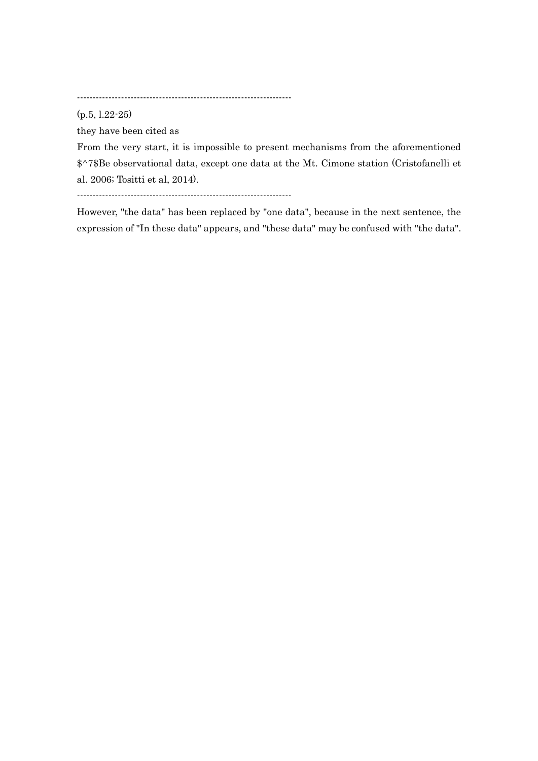--------------------------------------------------------------------

(p.5, l.22-25)

they have been cited as

From the very start, it is impossible to present mechanisms from the aforementioned $^7$Be observational data, except one data at the Mt. Cimone station (Cristofanelli et al. 2006; Tositti et al, 2014).

--------------------------------------------------------------------

However, "the data" has been replaced by "one data", because in the next sentence, the expression of "In these data" appears, and "these data" may be confused with "the data".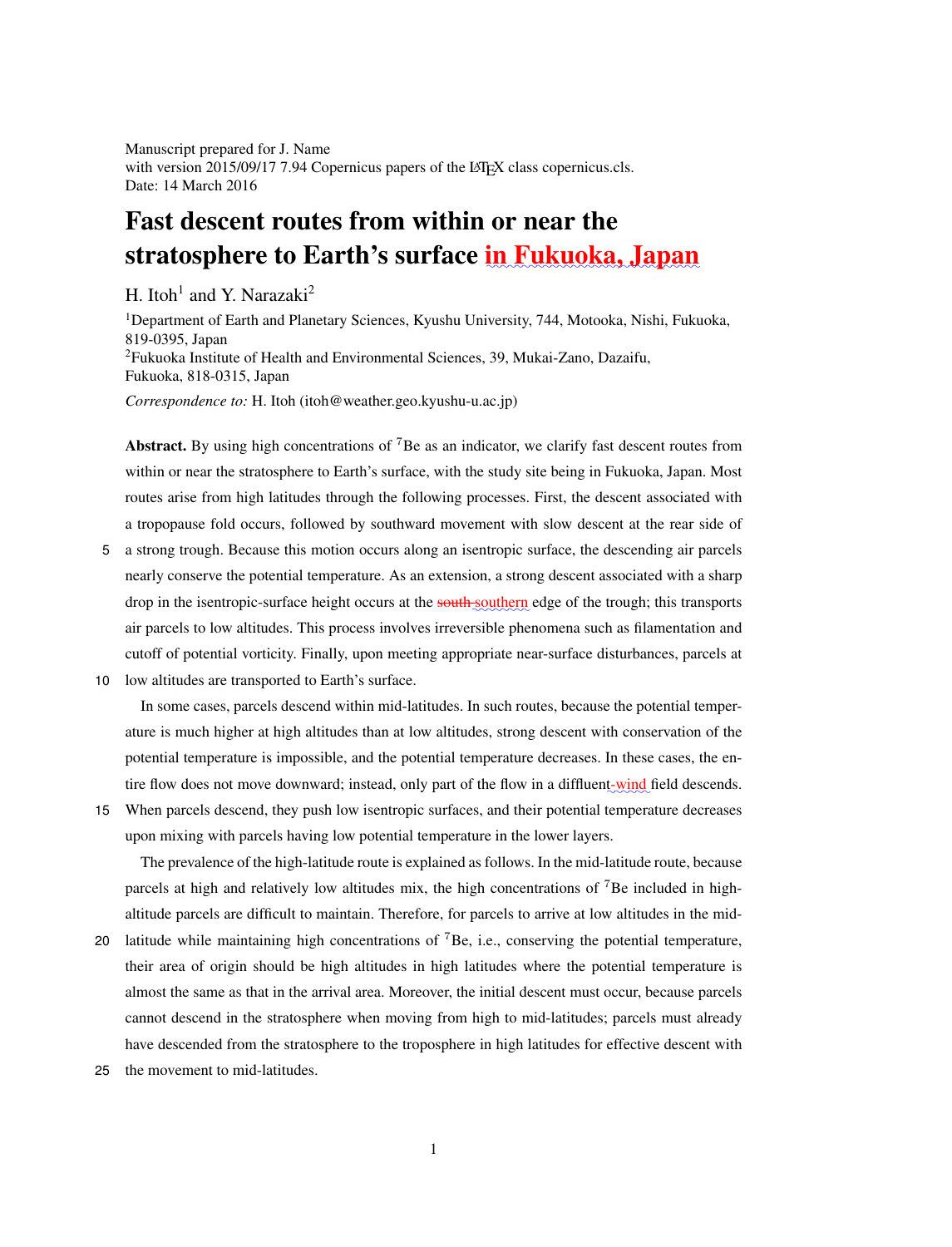Manuscript prepared for J. Name
with version 2015/09/17 7.94 Copernicus papers of the LaTeX class copernicus.cls.
Date: 14 March 2016

# Fast descent routes from within or near the stratosphere to Earth's surface in Fukuoka, Japan

H. Itoh[1] and Y. Narazaki[2]

[1]Department of Earth and Planetary Sciences, Kyushu University, 744, Motooka, Nishi, Fukuoka, 819-0395, Japan
[2]Fukuoka Institute of Health and Environmental Sciences, 39, Mukai-Zano, Dazaifu, Fukuoka, 818-0315, Japan

*Correspondence to:* H. Itoh (itoh@weather.geo.kyushu-u.ac.jp)

**Abstract.** By using high concentrations of $^{7}$Be as an indicator, we clarify fast descent routes from within or near the stratosphere to Earth's surface, with the study site being in Fukuoka, Japan. Most routes arise from high latitudes through the following processes. First, the descent associated with a tropopause fold occurs, followed by southward movement with slow descent at the rear side of a strong trough. Because this motion occurs along an isentropic surface, the descending air parcels nearly conserve the potential temperature. As an extension, a strong descent associated with a sharp drop in the isentropic-surface height occurs at the ~~south~~ southern edge of the trough; this transports air parcels to low altitudes. This process involves irreversible phenomena such as filamentation and cutoff of potential vorticity. Finally, upon meeting appropriate near-surface disturbances, parcels at low altitudes are transported to Earth's surface.

In some cases, parcels descend within mid-latitudes. In such routes, because the potential temperature is much higher at high altitudes than at low altitudes, strong descent with conservation of the potential temperature is impossible, and the potential temperature decreases. In these cases, the entire flow does not move downward; instead, only part of the flow in a diffluent-wind field descends. When parcels descend, they push low isentropic surfaces, and their potential temperature decreases upon mixing with parcels having low potential temperature in the lower layers.

The prevalence of the high-latitude route is explained as follows. In the mid-latitude route, because parcels at high and relatively low altitudes mix, the high concentrations of $^{7}$Be included in high-altitude parcels are difficult to maintain. Therefore, for parcels to arrive at low altitudes in the mid-latitude while maintaining high concentrations of $^{7}$Be, i.e., conserving the potential temperature, their area of origin should be high altitudes in high latitudes where the potential temperature is almost the same as that in the arrival area. Moreover, the initial descent must occur, because parcels cannot descend in the stratosphere when moving from high to mid-latitudes; parcels must already have descended from the stratosphere to the troposphere in high latitudes for effective descent with the movement to mid-latitudes.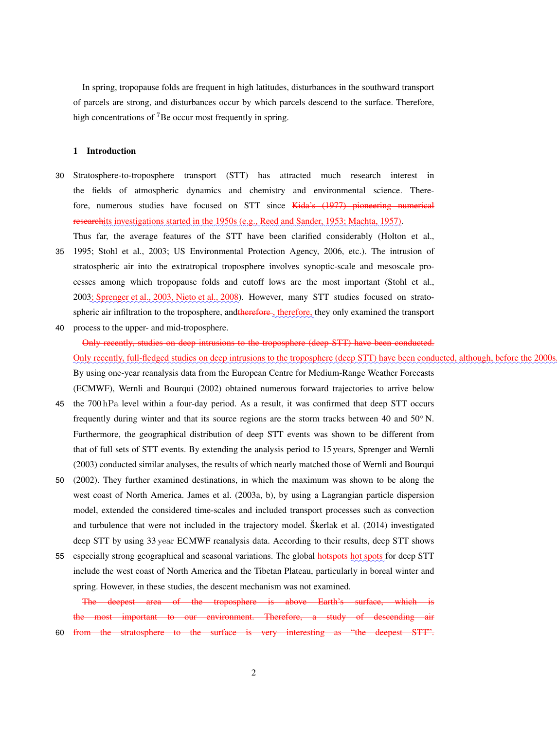In spring, tropopause folds are frequent in high latitudes, disturbances in the southward transport of parcels are strong, and disturbances occur by which parcels descend to the surface. Therefore, high concentrations of $^{7}$Be occur most frequently in spring.

## 1 Introduction

Stratosphere-to-troposphere transport (STT) has attracted much research interest in the fields of atmospheric dynamics and chemistry and environmental science. Therefore, numerous studies have focused on STT since ~~Kida's (1977) pioneering numerical research~~its investigations started in the 1950s (e.g., Reed and Sander, 1953; Machta, 1957).

Thus far, the average features of the STT have been clarified considerably (Holton et al., 1995; Stohl et al., 2003; US Environmental Protection Agency, 2006, etc.). The intrusion of stratospheric air into the extratropical troposphere involves synoptic-scale and mesoscale processes among which tropopause folds and cutoff lows are the most important (Stohl et al., 2003; Sprenger et al., 2003, Nieto et al., 2008). However, many STT studies focused on stratospheric air infiltration to the troposphere, and~~therefore~~ , therefore, they only examined the transport process to the upper- and mid-troposphere.

~~Only recently, studies on deep intrusions to the troposphere (deep STT) have been conducted.~~ Only recently, full-fledged studies on deep intrusions to the troposphere (deep STT) have been conducted, although, before the 2000s, By using one-year reanalysis data from the European Centre for Medium-Range Weather Forecasts (ECMWF), Wernli and Bourqui (2002) obtained numerous forward trajectories to arrive below the 700 hPa level within a four-day period. As a result, it was confirmed that deep STT occurs frequently during winter and that its source regions are the storm tracks between 40 and 50° N. Furthermore, the geographical distribution of deep STT events was shown to be different from that of full sets of STT events. By extending the analysis period to 15 years, Sprenger and Wernli (2003) conducted similar analyses, the results of which nearly matched those of Wernli and Bourqui (2002). They further examined destinations, in which the maximum was shown to be along the west coast of North America. James et al. (2003a, b), by using a Lagrangian particle dispersion model, extended the considered time-scales and included transport processes such as convection and turbulence that were not included in the trajectory model. Škerlak et al. (2014) investigated deep STT by using 33 year ECMWF reanalysis data. According to their results, deep STT shows especially strong geographical and seasonal variations. The global ~~hotspots~~ hot spots for deep STT include the west coast of North America and the Tibetan Plateau, particularly in boreal winter and spring. However, in these studies, the descent mechanism was not examined.

~~The deepest area of the troposphere is above Earth's surface, which is the most important to our environment. Therefore, a study of descending air from the stratosphere to the surface is very interesting as "the deepest STT".~~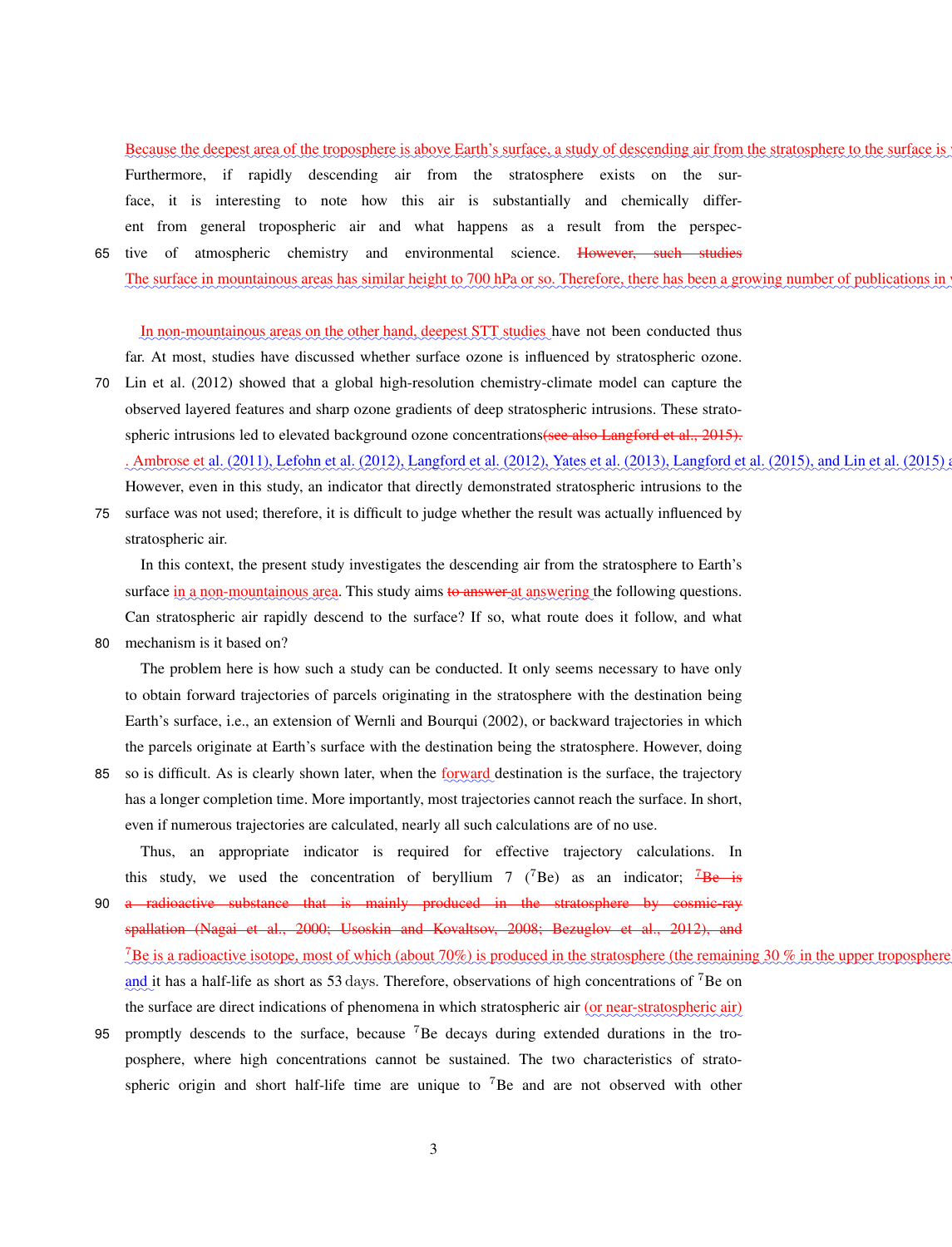Because the deepest area of the troposphere is above Earth's surface, a study of descending air from the stratosphere to the surface is

Furthermore, if rapidly descending air from the stratosphere exists on the surface, it is interesting to note how this air is substantially and chemically different from general tropospheric air and what happens as a result from the perspective of atmospheric chemistry and environmental science. ~~However, such studies~~

The surface in mountainous areas has similar height to 700 hPa or so. Therefore, there has been a growing number of publications in

In non-mountainous areas on the other hand, deepest STT studies have not been conducted thus far. At most, studies have discussed whether surface ozone is influenced by stratospheric ozone. Lin et al. (2012) showed that a global high-resolution chemistry-climate model can capture the observed layered features and sharp ozone gradients of deep stratospheric intrusions. These stratospheric intrusions led to elevated background ozone concentrations~~(see also Langford et al., 2015).~~

. Ambrose et al. (2011), Lefohn et al. (2012), Langford et al. (2012), Yates et al. (2013), Langford et al. (2015), and Lin et al. (2015)

However, even in this study, an indicator that directly demonstrated stratospheric intrusions to the surface was not used; therefore, it is difficult to judge whether the result was actually influenced by stratospheric air.

In this context, the present study investigates the descending air from the stratosphere to Earth's surface in a non-mountainous area. This study aims ~~to answer~~ at answering the following questions. Can stratospheric air rapidly descend to the surface? If so, what route does it follow, and what mechanism is it based on?

The problem here is how such a study can be conducted. It only seems necessary to have only to obtain forward trajectories of parcels originating in the stratosphere with the destination being Earth's surface, i.e., an extension of Wernli and Bourqui (2002), or backward trajectories in which the parcels originate at Earth's surface with the destination being the stratosphere. However, doing so is difficult. As is clearly shown later, when the forward destination is the surface, the trajectory has a longer completion time. More importantly, most trajectories cannot reach the surface. In short, even if numerous trajectories are calculated, nearly all such calculations are of no use.

Thus, an appropriate indicator is required for effective trajectory calculations. In this study, we used the concentration of beryllium 7 ($^{7}$Be) as an indicator; ~~$^{7}$Be is a radioactive substance that is mainly produced in the stratosphere by cosmic-ray spallation (Nagai et al., 2000; Usoskin and Kovaltsov, 2008; Bezuglov et al., 2012), and~~

$^{7}$Be is a radioactive isotope, most of which (about 70%) is produced in the stratosphere (the remaining 30 % in the upper troposphere

and it has a half-life as short as 53 days. Therefore, observations of high concentrations of $^{7}$Be on the surface are direct indications of phenomena in which stratospheric air (or near-stratospheric air) promptly descends to the surface, because $^{7}$Be decays during extended durations in the troposphere, where high concentrations cannot be sustained. The two characteristics of stratospheric origin and short half-life time are unique to $^{7}$Be and are not observed with other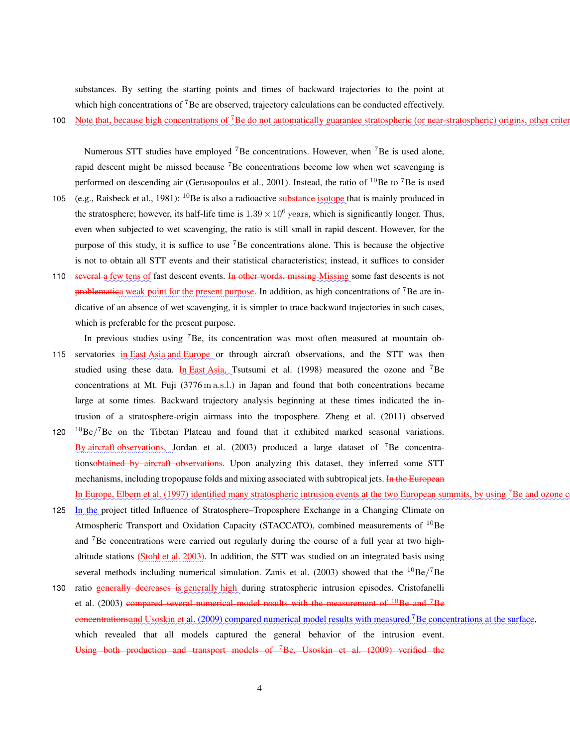substances. By setting the starting points and times of backward trajectories to the point at which high concentrations of $^{7}$Be are observed, trajectory calculations can be conducted effectively.

100 Note that, because high concentrations of $^{7}$Be do not automatically guarantee stratospheric (or near-stratospheric) origins, other criter

Numerous STT studies have employed $^{7}$Be concentrations. However, when $^{7}$Be is used alone, rapid descent might be missed because $^{7}$Be concentrations become low when wet scavenging is performed on descending air (Gerasopoulos et al., 2001). Instead, the ratio of $^{10}$Be to $^{7}$Be is used

105 (e.g., Raisbeck et al., 1981): $^{10}$Be is also a radioactive ~~substance~~ isotope that is mainly produced in the stratosphere; however, its half-life time is $1.39 \times 10^{6}$ years, which is significantly longer. Thus, even when subjected to wet scavenging, the ratio is still small in rapid descent. However, for the purpose of this study, it is suffice to use $^{7}$Be concentrations alone. This is because the objective is not to obtain all STT events and their statistical characteristics; instead, it suffices to consider

110 ~~several~~ a few tens of fast descent events. ~~In other words, missing~~ Missing some fast descents is not ~~problematic~~a weak point for the present purpose. In addition, as high concentrations of $^{7}$Be are indicative of an absence of wet scavenging, it is simpler to trace backward trajectories in such cases, which is preferable for the present purpose.

In previous studies using $^{7}$Be, its concentration was most often measured at mountain ob-

115 servatories in East Asia and Europe or through aircraft observations, and the STT was then studied using these data. In East Asia, Tsutsumi et al. (1998) measured the ozone and $^{7}$Be concentrations at Mt. Fuji (3776 m a.s.l.) in Japan and found that both concentrations became large at some times. Backward trajectory analysis beginning at these times indicated the intrusion of a stratosphere-origin airmass into the troposphere. Zheng et al. (2011) observed

120 $^{10}$Be$/^{7}$Be on the Tibetan Plateau and found that it exhibited marked seasonal variations. By aircraft observations, Jordan et al. (2003) produced a large dataset of $^{7}$Be concentrations~~obtained by aircraft observations~~. Upon analyzing this dataset, they inferred some STT mechanisms, including tropopause folds and mixing associated with subtropical jets. ~~In the European~~ In Europe, Elbern et al. (1997) identified many stratospheric intrusion events at the two European summits, by using $^{7}$Be and ozone c

125 In the project titled Influence of Stratosphere–Troposphere Exchange in a Changing Climate on Atmospheric Transport and Oxidation Capacity (STACCATO), combined measurements of $^{10}$Be and $^{7}$Be concentrations were carried out regularly during the course of a full year at two high-altitude stations (Stohl et al. 2003). In addition, the STT was studied on an integrated basis using several methods including numerical simulation. Zanis et al. (2003) showed that the $^{10}$Be$/^{7}$Be

130 ratio ~~generally decreases~~ is generally high during stratospheric intrusion episodes. Cristofanelli et al. (2003) ~~compared several numerical model results with the measurement of $^{10}$Be and $^{7}$Be concentrations~~and Usoskin et al. (2009) compared numerical model results with measured $^{7}$Be concentrations at the surface, which revealed that all models captured the general behavior of the intrusion event. ~~Using both production and transport models of $^{7}$Be, Usoskin et al. (2009) verified the~~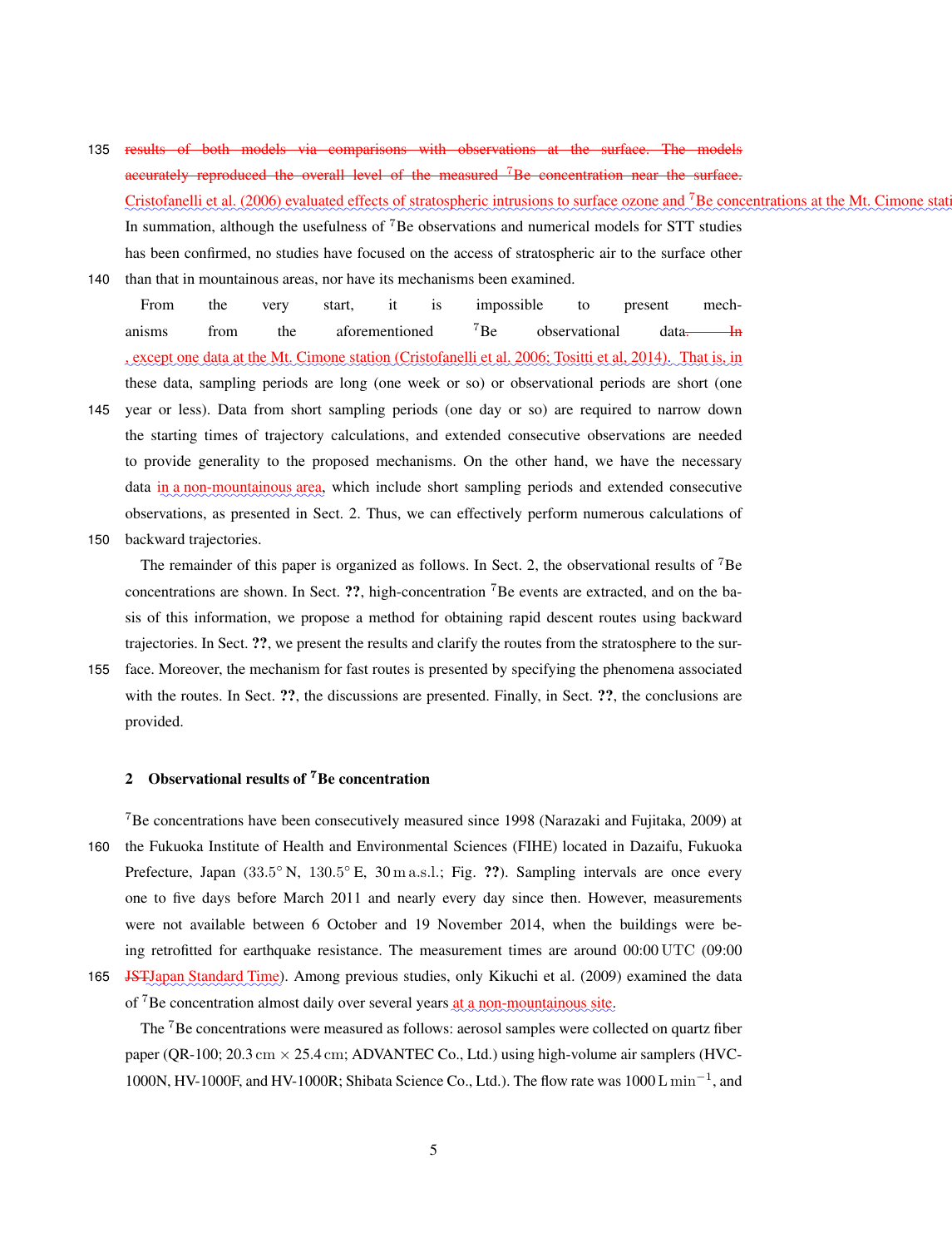results of both models via comparisons with observations at the surface. The models accurately reproduced the overall level of the measured $^{7}$Be concentration near the surface. Cristofanelli et al. (2006) evaluated effects of stratospheric intrusions to surface ozone and $^{7}$Be concentrations at the Mt. Cimone stati In summation, although the usefulness of $^{7}$Be observations and numerical models for STT studies has been confirmed, no studies have focused on the access of stratospheric air to the surface other than that in mountainous areas, nor have its mechanisms been examined.

From the very start, it is impossible to present mechanisms from the aforementioned $^{7}$Be observational data. In , except one data at the Mt. Cimone station (Cristofanelli et al. 2006; Tositti et al. 2014). That is, in these data, sampling periods are long (one week or so) or observational periods are short (one year or less). Data from short sampling periods (one day or so) are required to narrow down the starting times of trajectory calculations, and extended consecutive observations are needed to provide generality to the proposed mechanisms. On the other hand, we have the necessary data in a non-mountainous area, which include short sampling periods and extended consecutive observations, as presented in Sect. 2. Thus, we can effectively perform numerous calculations of backward trajectories.

The remainder of this paper is organized as follows. In Sect. 2, the observational results of $^{7}$Be concentrations are shown. In Sect. ??, high-concentration $^{7}$Be events are extracted, and on the basis of this information, we propose a method for obtaining rapid descent routes using backward trajectories. In Sect. ??, we present the results and clarify the routes from the stratosphere to the surface. Moreover, the mechanism for fast routes is presented by specifying the phenomena associated with the routes. In Sect. ??, the discussions are presented. Finally, in Sect. ??, the conclusions are provided.

## 2 Observational results of $^{7}$Be concentration

$^{7}$Be concentrations have been consecutively measured since 1998 (Narazaki and Fujitaka, 2009) at the Fukuoka Institute of Health and Environmental Sciences (FIHE) located in Dazaifu, Fukuoka Prefecture, Japan (33.5° N, 130.5° E, 30 m a.s.l.; Fig. ??). Sampling intervals are once every one to five days before March 2011 and nearly every day since then. However, measurements were not available between 6 October and 19 November 2014, when the buildings were being retrofitted for earthquake resistance. The measurement times are around 00:00 UTC (09:00 JSTJapan Standard Time). Among previous studies, only Kikuchi et al. (2009) examined the data of $^{7}$Be concentration almost daily over several years at a non-mountainous site.

The $^{7}$Be concentrations were measured as follows: aerosol samples were collected on quartz fiber paper (QR-100; 20.3 cm × 25.4 cm; ADVANTEC Co., Ltd.) using high-volume air samplers (HVC-1000N, HV-1000F, and HV-1000R; Shibata Science Co., Ltd.). The flow rate was 1000 L min$^{-1}$, and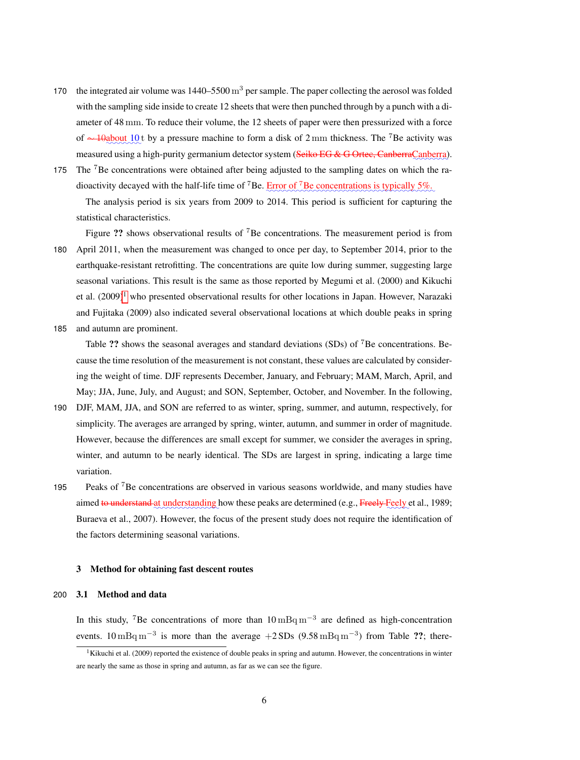the integrated air volume was 1440–5500 $m^3$ per sample. The paper collecting the aerosol was folded with the sampling side inside to create 12 sheets that were then punched through by a punch with a diameter of 48 mm. To reduce their volume, the 12 sheets of paper were then pressurized with a force of ~10about 10 t by a pressure machine to form a disk of 2 mm thickness. The $^7$Be activity was measured using a high-purity germanium detector system (Seiko EG & G Ortec, CanberraCanberra). The $^7$Be concentrations were obtained after being adjusted to the sampling dates on which the radioactivity decayed with the half-life time of $^7$Be. Error of $^7$Be concentrations is typically 5%.

The analysis period is six years from 2009 to 2014. This period is sufficient for capturing the statistical characteristics.

Figure ?? shows observational results of $^7$Be concentrations. The measurement period is from April 2011, when the measurement was changed to once per day, to September 2014, prior to the earthquake-resistant retrofitting. The concentrations are quite low during summer, suggesting large seasonal variations. This result is the same as those reported by Megumi et al. (2000) and Kikuchi et al. (2009)[1] who presented observational results for other locations in Japan. However, Narazaki and Fujitaka (2009) also indicated several observational locations at which double peaks in spring and autumn are prominent.

Table ?? shows the seasonal averages and standard deviations (SDs) of $^7$Be concentrations. Because the time resolution of the measurement is not constant, these values are calculated by considering the weight of time. DJF represents December, January, and February; MAM, March, April, and May; JJA, June, July, and August; and SON, September, October, and November. In the following, DJF, MAM, JJA, and SON are referred to as winter, spring, summer, and autumn, respectively, for simplicity. The averages are arranged by spring, winter, autumn, and summer in order of magnitude. However, because the differences are small except for summer, we consider the averages in spring, winter, and autumn to be nearly identical. The SDs are largest in spring, indicating a large time variation.

Peaks of $^7$Be concentrations are observed in various seasons worldwide, and many studies have aimed to understand at understanding how these peaks are determined (e.g., Freely Feely et al., 1989; Buraeva et al., 2007). However, the focus of the present study does not require the identification of the factors determining seasonal variations.

## 3 Method for obtaining fast descent routes

### 3.1 Method and data

In this study, $^7$Be concentrations of more than $10\,\mathrm{mBq\,m^{-3}}$ are defined as high-concentration events. $10\,\mathrm{mBq\,m^{-3}}$ is more than the average $+2$ SDs ($9.58\,\mathrm{mBq\,m^{-3}}$) from Table ??; there-

[1] Kikuchi et al. (2009) reported the existence of double peaks in spring and autumn. However, the concentrations in winter are nearly the same as those in spring and autumn, as far as we can see the figure.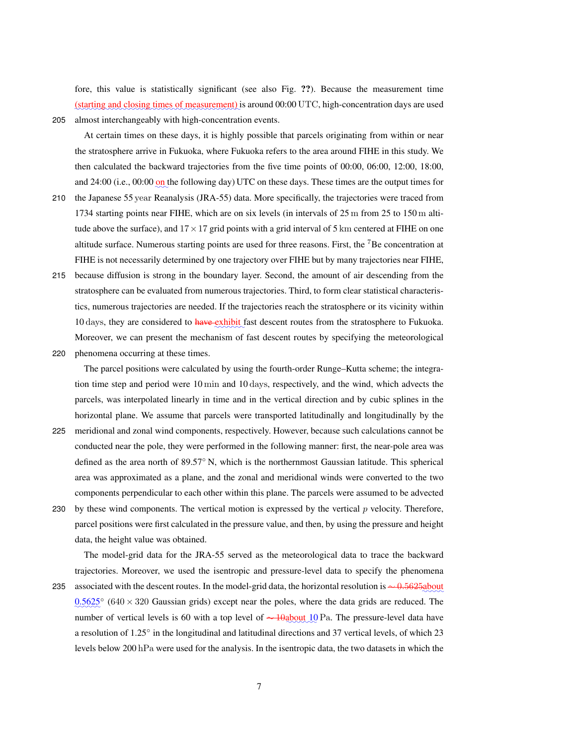fore, this value is statistically significant (see also Fig. ??). Because the measurement time (starting and closing times of measurement) is around 00:00 UTC, high-concentration days are used almost interchangeably with high-concentration events.

At certain times on these days, it is highly possible that parcels originating from within or near the stratosphere arrive in Fukuoka, where Fukuoka refers to the area around FIHE in this study. We then calculated the backward trajectories from the five time points of 00:00, 06:00, 12:00, 18:00, and 24:00 (i.e., 00:00 on the following day) UTC on these days. These times are the output times for the Japanese 55 year Reanalysis (JRA-55) data. More specifically, the trajectories were traced from 1734 starting points near FIHE, which are on six levels (in intervals of 25 m from 25 to 150 m altitude above the surface), and $17 \times 17$ grid points with a grid interval of 5 km centered at FIHE on one altitude surface. Numerous starting points are used for three reasons. First, the $^7$Be concentration at FIHE is not necessarily determined by one trajectory over FIHE but by many trajectories near FIHE, because diffusion is strong in the boundary layer. Second, the amount of air descending from the stratosphere can be evaluated from numerous trajectories. Third, to form clear statistical characteristics, numerous trajectories are needed. If the trajectories reach the stratosphere or its vicinity within 10 days, they are considered to ~~have~~ exhibit fast descent routes from the stratosphere to Fukuoka. Moreover, we can present the mechanism of fast descent routes by specifying the meteorological phenomena occurring at these times.

The parcel positions were calculated by using the fourth-order Runge–Kutta scheme; the integration time step and period were 10 min and 10 days, respectively, and the wind, which advects the parcels, was interpolated linearly in time and in the vertical direction and by cubic splines in the horizontal plane. We assume that parcels were transported latitudinally and longitudinally by the meridional and zonal wind components, respectively. However, because such calculations cannot be conducted near the pole, they were performed in the following manner: first, the near-pole area was defined as the area north of 89.57° N, which is the northernmost Gaussian latitude. This spherical area was approximated as a plane, and the zonal and meridional winds were converted to the two components perpendicular to each other within this plane. The parcels were assumed to be advected by these wind components. The vertical motion is expressed by the vertical $p$ velocity. Therefore, parcel positions were first calculated in the pressure value, and then, by using the pressure and height data, the height value was obtained.

The model-grid data for the JRA-55 served as the meteorological data to trace the backward trajectories. Moreover, we used the isentropic and pressure-level data to specify the phenomena associated with the descent routes. In the model-grid data, the horizontal resolution is ~~$\sim 0.5625$~~ about 0.5625° ($640 \times 320$ Gaussian grids) except near the poles, where the data grids are reduced. The number of vertical levels is 60 with a top level of ~~$\sim 10$~~ about 10 Pa. The pressure-level data have a resolution of 1.25° in the longitudinal and latitudinal directions and 37 vertical levels, of which 23 levels below 200 hPa were used for the analysis. In the isentropic data, the two datasets in which the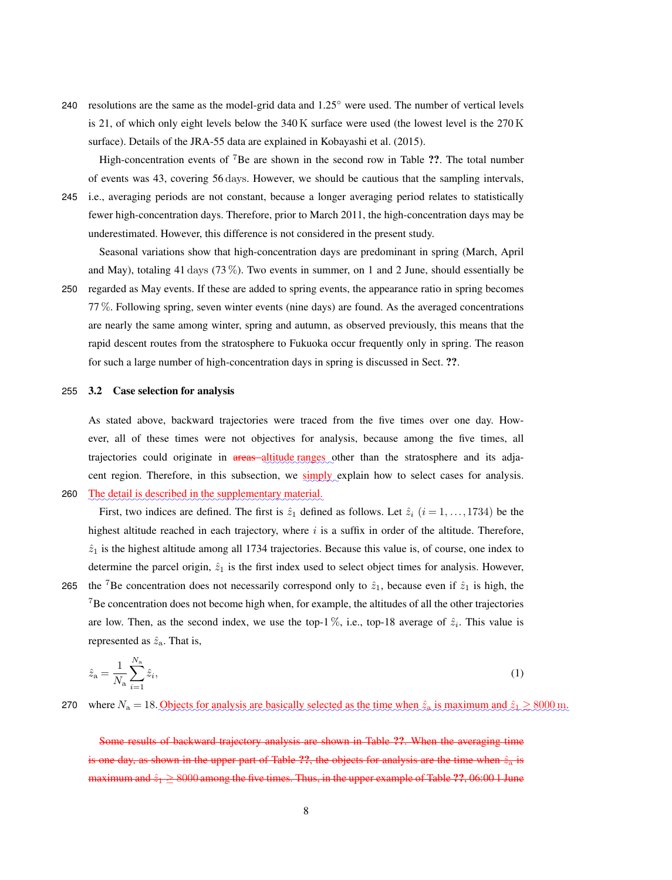resolutions are the same as the model-grid data and 1.25° were used. The number of vertical levels is 21, of which only eight levels below the 340 K surface were used (the lowest level is the 270 K surface). Details of the JRA-55 data are explained in Kobayashi et al. (2015).

High-concentration events of $^{7}$Be are shown in the second row in Table **??**. The total number of events was 43, covering 56 days. However, we should be cautious that the sampling intervals, i.e., averaging periods are not constant, because a longer averaging period relates to statistically fewer high-concentration days. Therefore, prior to March 2011, the high-concentration days may be underestimated. However, this difference is not considered in the present study.

Seasonal variations show that high-concentration days are predominant in spring (March, April and May), totaling 41 days (73 %). Two events in summer, on 1 and 2 June, should essentially be regarded as May events. If these are added to spring events, the appearance ratio in spring becomes 77 %. Following spring, seven winter events (nine days) are found. As the averaged concentrations are nearly the same among winter, spring and autumn, as observed previously, this means that the rapid descent routes from the stratosphere to Fukuoka occur frequently only in spring. The reason for such a large number of high-concentration days in spring is discussed in Sect. **??**.

### 3.2 Case selection for analysis

As stated above, backward trajectories were traced from the five times over one day. However, all of these times were not objectives for analysis, because among the five times, all trajectories could originate in ~~areas~~ altitude ranges other than the stratosphere and its adjacent region. Therefore, in this subsection, we simply explain how to select cases for analysis. The detail is described in the supplementary material.

First, two indices are defined. The first is $\hat{z}_1$ defined as follows. Let $\hat{z}_i$ $(i = 1, \ldots, 1734)$ be the highest altitude reached in each trajectory, where $i$ is a suffix in order of the altitude. Therefore, $\hat{z}_1$ is the highest altitude among all 1734 trajectories. Because this value is, of course, one index to determine the parcel origin, $\hat{z}_1$ is the first index used to select object times for analysis. However, the $^{7}$Be concentration does not necessarily correspond only to $\hat{z}_1$, because even if $\hat{z}_1$ is high, the $^{7}$Be concentration does not become high when, for example, the altitudes of all the other trajectories are low. Then, as the second index, we use the top-1 %, i.e., top-18 average of $\hat{z}_i$. This value is represented as $\hat{z}_\mathrm{a}$. That is,

$$\hat{z}_\mathrm{a} = \frac{1}{N_\mathrm{a}} \sum_{i=1}^{N_\mathrm{a}} \hat{z}_i, \tag{1}$$

where $N_\mathrm{a} = 18$. Objects for analysis are basically selected as the time when $\hat{z}_\mathrm{a}$ is maximum and $\hat{z}_1 \geq 8000$ m.

~~Some results of backward trajectory analysis are shown in Table **??**. When the averaging time is one day, as shown in the upper part of Table **??**, the objects for analysis are the time when $\hat{z}_\mathrm{a}$ is maximum and $\hat{z}_1 \geq 8000$ among the five times. Thus, in the upper example of Table **??**, 06:00 1 June~~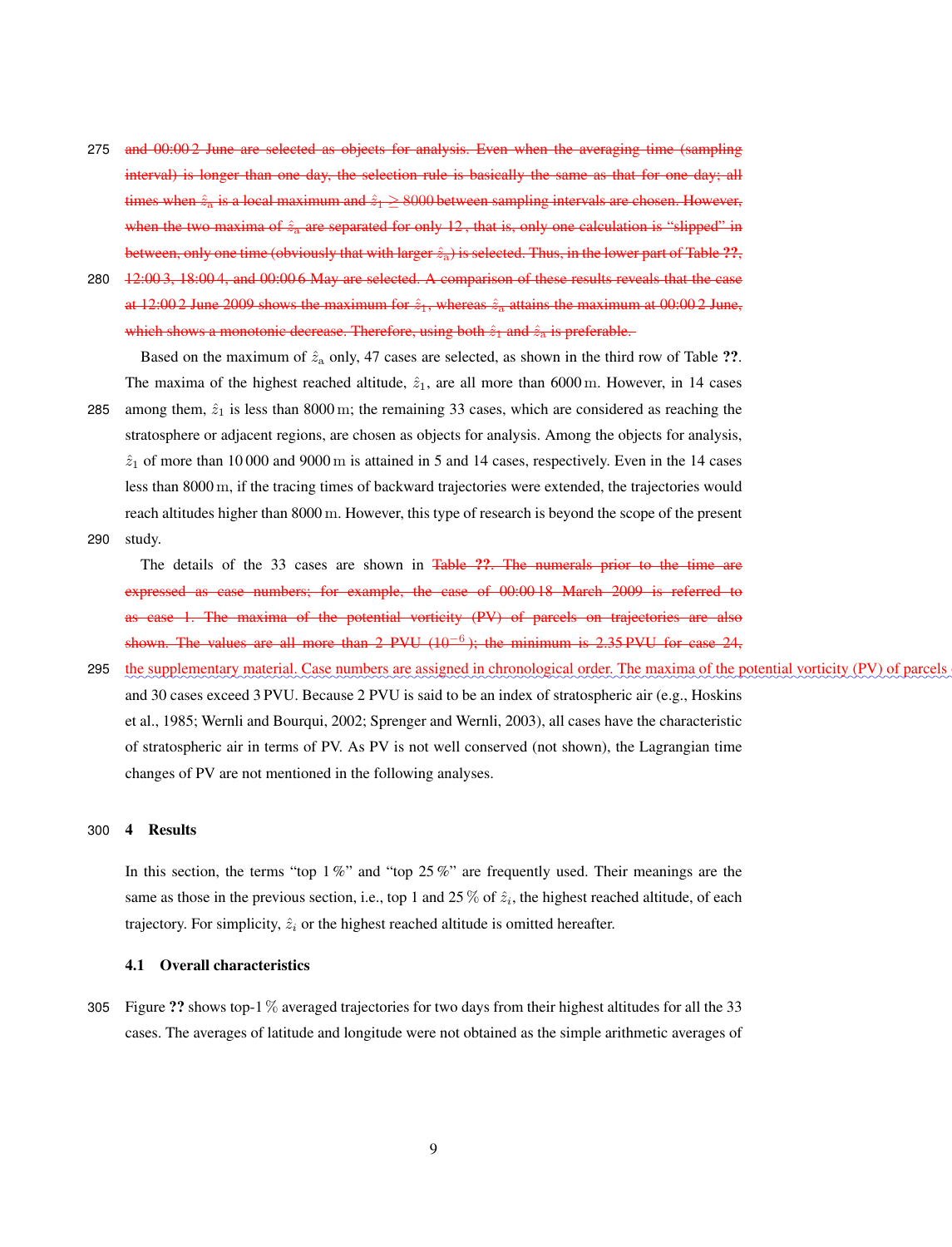and 00:00 2 June are selected as objects for analysis. Even when the averaging time (sampling interval) is longer than one day, the selection rule is basically the same as that for one day; all times when $\hat{z}_a$ is a local maximum and $\hat{z}_1 \geq 8000$ between sampling intervals are chosen. However, when the two maxima of $\hat{z}_a$ are separated for only 12 , that is, only one calculation is "slipped" in between, only one time (obviously that with larger $\hat{z}_a$) is selected. Thus, in the lower part of Table ??, 12:00 3, 18:00 4, and 00:00 6 May are selected. A comparison of these results reveals that the case at 12:00 2 June 2009 shows the maximum for $\hat{z}_1$, whereas $\hat{z}_a$ attains the maximum at 00:00 2 June, which shows a monotonic decrease. Therefore, using both $\hat{z}_1$ and $\hat{z}_a$ is preferable.

Based on the maximum of $\hat{z}_a$ only, 47 cases are selected, as shown in the third row of Table ??. The maxima of the highest reached altitude, $\hat{z}_1$, are all more than 6000 m. However, in 14 cases among them, $\hat{z}_1$ is less than 8000 m; the remaining 33 cases, which are considered as reaching the stratosphere or adjacent regions, are chosen as objects for analysis. Among the objects for analysis, $\hat{z}_1$ of more than 10 000 and 9000 m is attained in 5 and 14 cases, respectively. Even in the 14 cases less than 8000 m, if the tracing times of backward trajectories were extended, the trajectories would reach altitudes higher than 8000 m. However, this type of research is beyond the scope of the present study.

The details of the 33 cases are shown in Table ??. The numerals prior to the time are expressed as case numbers; for example, the case of 00:00 18 March 2009 is referred to as case 1. The maxima of the potential vorticity (PV) of parcels on trajectories are also shown. The values are all more than 2 PVU ($10^{-6}$); the minimum is 2.35 PVU for case 24, the supplementary material. Case numbers are assigned in chronological order. The maxima of the potential vorticity (PV) of parcels and 30 cases exceed 3 PVU. Because 2 PVU is said to be an index of stratospheric air (e.g., Hoskins et al., 1985; Wernli and Bourqui, 2002; Sprenger and Wernli, 2003), all cases have the characteristic of stratospheric air in terms of PV. As PV is not well conserved (not shown), the Lagrangian time changes of PV are not mentioned in the following analyses.

## 4 Results

In this section, the terms "top 1 %" and "top 25 %" are frequently used. Their meanings are the same as those in the previous section, i.e., top 1 and 25 % of $\hat{z}_i$, the highest reached altitude, of each trajectory. For simplicity, $\hat{z}_i$ or the highest reached altitude is omitted hereafter.

### 4.1 Overall characteristics

Figure ?? shows top-1 % averaged trajectories for two days from their highest altitudes for all the 33 cases. The averages of latitude and longitude were not obtained as the simple arithmetic averages of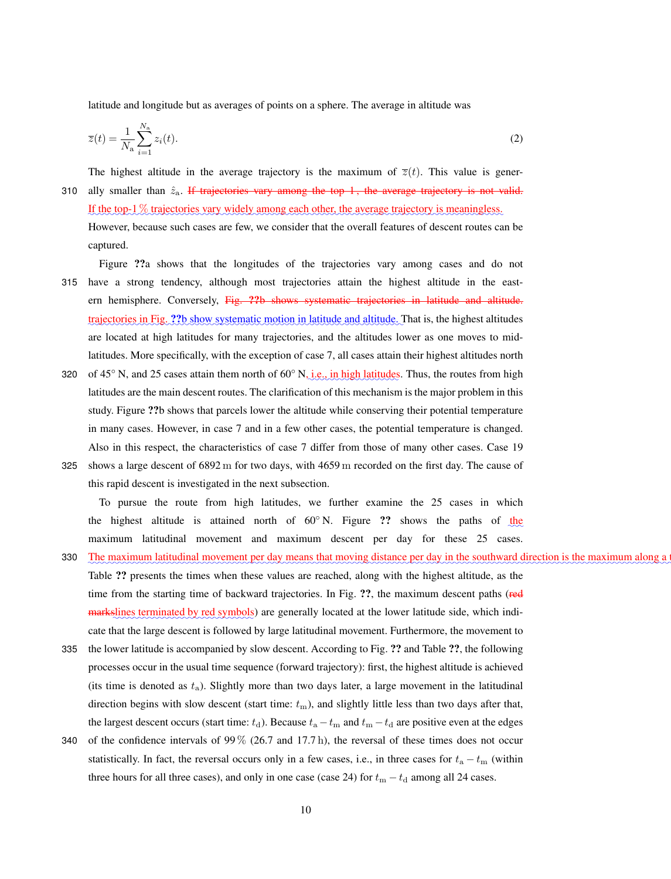latitude and longitude but as averages of points on a sphere. The average in altitude was

$$\overline{z}(t) = \frac{1}{N_\mathrm{a}} \sum_{i=1}^{N_\mathrm{a}} z_i(t). \tag{2}$$

The highest altitude in the average trajectory is the maximum of $\overline{z}(t)$. This value is generally smaller than $\hat{z}_\mathrm{a}$. ~~If trajectories vary among the top 1, the average trajectory is not valid.~~ If the top-1 % trajectories vary widely among each other, the average trajectory is meaningless. However, because such cases are few, we consider that the overall features of descent routes can be captured.

Figure ??a shows that the longitudes of the trajectories vary among cases and do not have a strong tendency, although most trajectories attain the highest altitude in the eastern hemisphere. Conversely, ~~Fig. ??b shows systematic trajectories in latitude and altitude.~~ trajectories in Fig. ??b show systematic motion in latitude and altitude. That is, the highest altitudes are located at high latitudes for many trajectories, and the altitudes lower as one moves to mid-latitudes. More specifically, with the exception of case 7, all cases attain their highest altitudes north of 45° N, and 25 cases attain them north of 60° N, i.e., in high latitudes. Thus, the routes from high latitudes are the main descent routes. The clarification of this mechanism is the major problem in this study. Figure ??b shows that parcels lower the altitude while conserving their potential temperature in many cases. However, in case 7 and in a few other cases, the potential temperature is changed. Also in this respect, the characteristics of case 7 differ from those of many other cases. Case 19 shows a large descent of 6892 m for two days, with 4659 m recorded on the first day. The cause of this rapid descent is investigated in the next subsection.

To pursue the route from high latitudes, we further examine the 25 cases in which the highest altitude is attained north of 60° N. Figure ?? shows the paths of the maximum latitudinal movement and maximum descent per day for these 25 cases. The maximum latitudinal movement per day means that moving distance per day in the southward direction is the maximum along a t Table ?? presents the times when these values are reached, along with the highest altitude, as the time from the starting time of backward trajectories. In Fig. ??, the maximum descent paths (~~red marks~~lines terminated by red symbols) are generally located at the lower latitude side, which indicate that the large descent is followed by large latitudinal movement. Furthermore, the movement to the lower latitude is accompanied by slow descent. According to Fig. ?? and Table ??, the following processes occur in the usual time sequence (forward trajectory): first, the highest altitude is achieved (its time is denoted as $t_\mathrm{a}$). Slightly more than two days later, a large movement in the latitudinal direction begins with slow descent (start time: $t_\mathrm{m}$), and slightly little less than two days after that, the largest descent occurs (start time: $t_\mathrm{d}$). Because $t_\mathrm{a} - t_\mathrm{m}$ and $t_\mathrm{m} - t_\mathrm{d}$ are positive even at the edges of the confidence intervals of 99 % (26.7 and 17.7 h), the reversal of these times does not occur statistically. In fact, the reversal occurs only in a few cases, i.e., in three cases for $t_\mathrm{a} - t_\mathrm{m}$ (within three hours for all three cases), and only in one case (case 24) for $t_\mathrm{m} - t_\mathrm{d}$ among all 24 cases.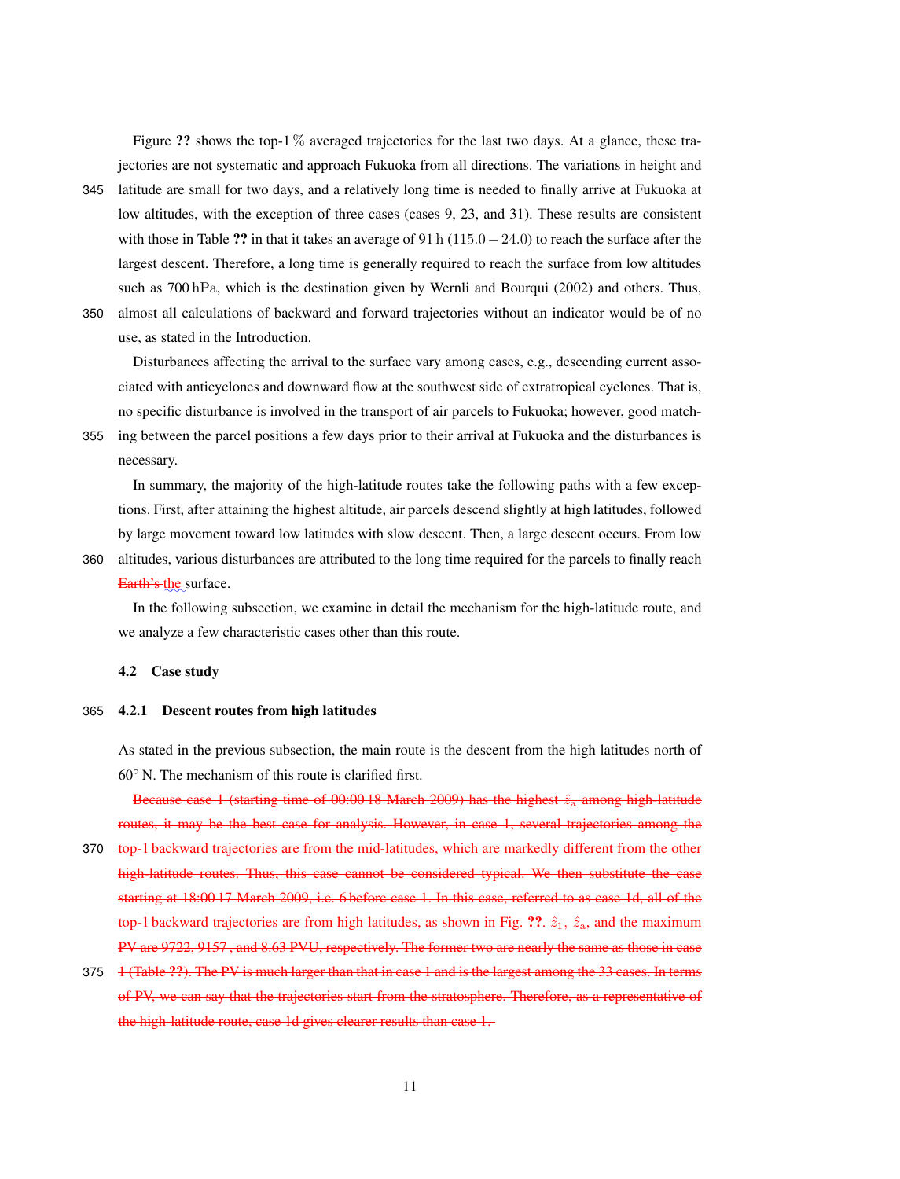Figure ?? shows the top-1 % averaged trajectories for the last two days. At a glance, these trajectories are not systematic and approach Fukuoka from all directions. The variations in height and latitude are small for two days, and a relatively long time is needed to finally arrive at Fukuoka at low altitudes, with the exception of three cases (cases 9, 23, and 31). These results are consistent with those in Table ?? in that it takes an average of 91 h $(115.0-24.0)$ to reach the surface after the largest descent. Therefore, a long time is generally required to reach the surface from low altitudes such as 700 hPa, which is the destination given by Wernli and Bourqui (2002) and others. Thus, almost all calculations of backward and forward trajectories without an indicator would be of no use, as stated in the Introduction.

Disturbances affecting the arrival to the surface vary among cases, e.g., descending current associated with anticyclones and downward flow at the southwest side of extratropical cyclones. That is, no specific disturbance is involved in the transport of air parcels to Fukuoka; however, good matching between the parcel positions a few days prior to their arrival at Fukuoka and the disturbances is necessary.

In summary, the majority of the high-latitude routes take the following paths with a few exceptions. First, after attaining the highest altitude, air parcels descend slightly at high latitudes, followed by large movement toward low latitudes with slow descent. Then, a large descent occurs. From low altitudes, various disturbances are attributed to the long time required for the parcels to finally reach ~~Earth's~~ the surface.

In the following subsection, we examine in detail the mechanism for the high-latitude route, and we analyze a few characteristic cases other than this route.

### 4.2 Case study

#### 4.2.1 Descent routes from high latitudes

As stated in the previous subsection, the main route is the descent from the high latitudes north of 60° N. The mechanism of this route is clarified first.

~~Because case 1 (starting time of 00:00 18 March 2009) has the highest $\hat{z}_a$ among high-latitude routes, it may be the best case for analysis. However, in case 1, several trajectories among the top-1 backward trajectories are from the mid-latitudes, which are markedly different from the other high-latitude routes. Thus, this case cannot be considered typical. We then substitute the case starting at 18:00 17 March 2009, i.e. 6 before case 1. In this case, referred to as case 1d, all of the top-1 backward trajectories are from high latitudes, as shown in Fig. ??. $\hat{z}_1$, $\hat{z}_a$, and the maximum PV are 9722, 9157, and 8.63 PVU, respectively. The former two are nearly the same as those in case 1 (Table ??). The PV is much larger than that in case 1 and is the largest among the 33 cases. In terms of PV, we can say that the trajectories start from the stratosphere. Therefore, as a representative of the high-latitude route, case 1d gives clearer results than case 1.~~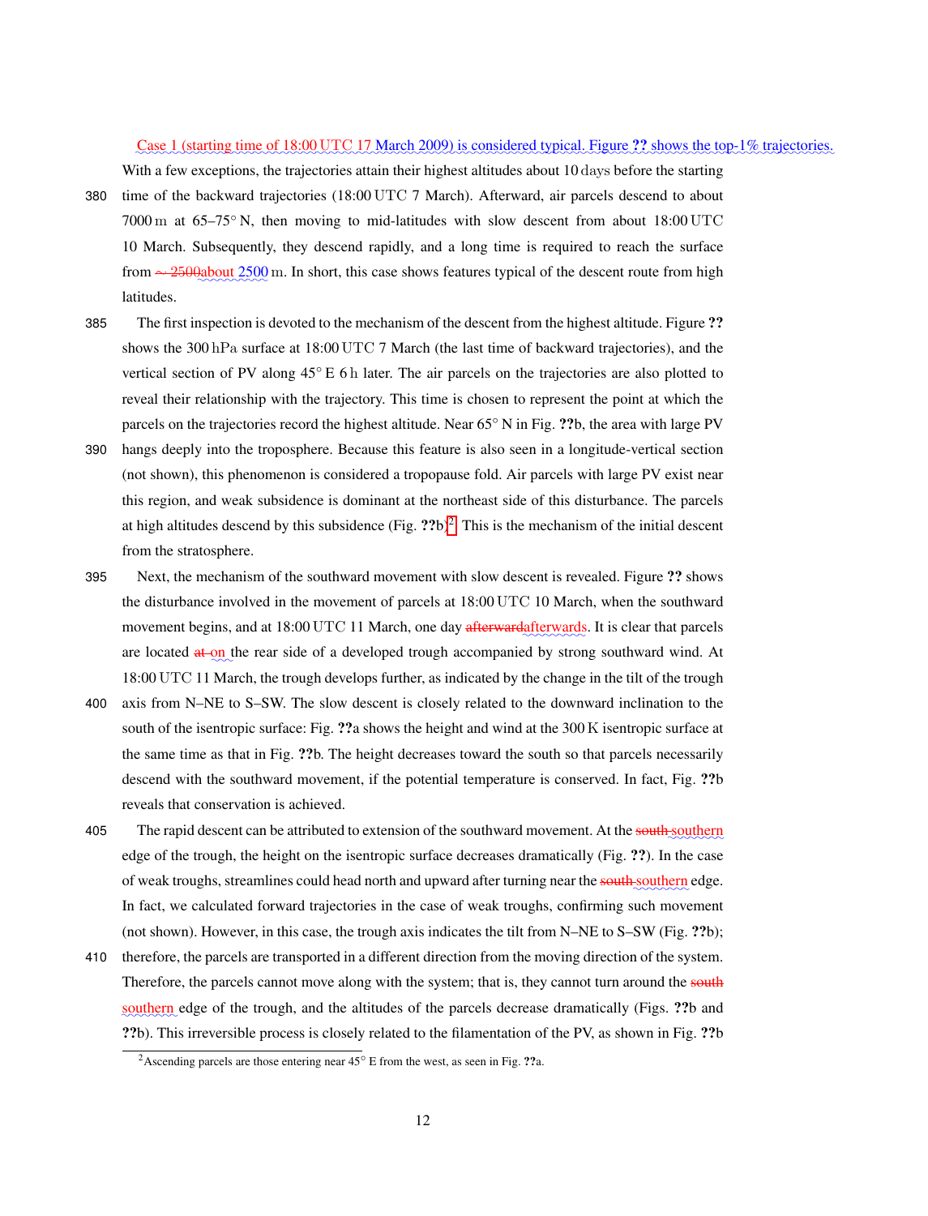Case 1 (starting time of 18:00 UTC 17 March 2009) is considered typical. Figure ?? shows the top-1% trajectories. With a few exceptions, the trajectories attain their highest altitudes about 10 days before the starting time of the backward trajectories (18:00 UTC 7 March). Afterward, air parcels descend to about 7000 m at 65–75° N, then moving to mid-latitudes with slow descent from about 18:00 UTC 10 March. Subsequently, they descend rapidly, and a long time is required to reach the surface from $\sim$ 2500about 2500 m. In short, this case shows features typical of the descent route from high latitudes.

The first inspection is devoted to the mechanism of the descent from the highest altitude. Figure ?? shows the 300 hPa surface at 18:00 UTC 7 March (the last time of backward trajectories), and the vertical section of PV along 45° E 6 h later. The air parcels on the trajectories are also plotted to reveal their relationship with the trajectory. This time is chosen to represent the point at which the parcels on the trajectories record the highest altitude. Near 65° N in Fig. ??b, the area with large PV hangs deeply into the troposphere. Because this feature is also seen in a longitude-vertical section (not shown), this phenomenon is considered a tropopause fold. Air parcels with large PV exist near this region, and weak subsidence is dominant at the northeast side of this disturbance. The parcels at high altitudes descend by this subsidence (Fig. ??b)[2]. This is the mechanism of the initial descent from the stratosphere.

Next, the mechanism of the southward movement with slow descent is revealed. Figure ?? shows the disturbance involved in the movement of parcels at 18:00 UTC 10 March, when the southward movement begins, and at 18:00 UTC 11 March, one day afterwardafterwards. It is clear that parcels are located at on the rear side of a developed trough accompanied by strong southward wind. At 18:00 UTC 11 March, the trough develops further, as indicated by the change in the tilt of the trough axis from N–NE to S–SW. The slow descent is closely related to the downward inclination to the south of the isentropic surface: Fig. ??a shows the height and wind at the 300 K isentropic surface at the same time as that in Fig. ??b. The height decreases toward the south so that parcels necessarily descend with the southward movement, if the potential temperature is conserved. In fact, Fig. ??b reveals that conservation is achieved.

The rapid descent can be attributed to extension of the southward movement. At the south southern edge of the trough, the height on the isentropic surface decreases dramatically (Fig. ??). In the case of weak troughs, streamlines could head north and upward after turning near the south southern edge. In fact, we calculated forward trajectories in the case of weak troughs, confirming such movement (not shown). However, in this case, the trough axis indicates the tilt from N–NE to S–SW (Fig. ??b); therefore, the parcels are transported in a different direction from the moving direction of the system. Therefore, the parcels cannot move along with the system; that is, they cannot turn around the south southern edge of the trough, and the altitudes of the parcels decrease dramatically (Figs. ??b and ??b). This irreversible process is closely related to the filamentation of the PV, as shown in Fig. ??b

[2] Ascending parcels are those entering near 45° E from the west, as seen in Fig. ??a.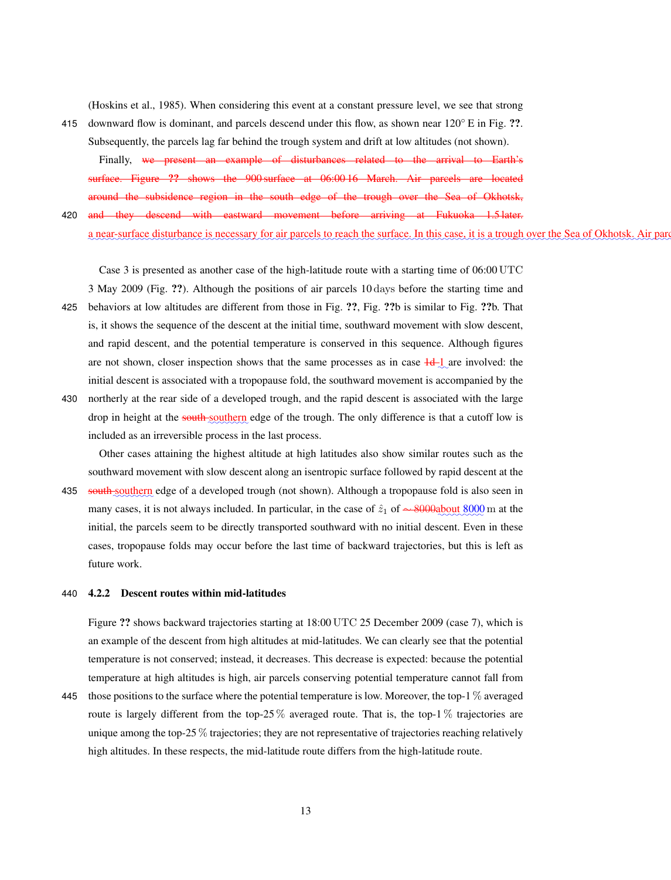(Hoskins et al., 1985). When considering this event at a constant pressure level, we see that strong downward flow is dominant, and parcels descend under this flow, as shown near 120° E in Fig. **??**. Subsequently, the parcels lag far behind the trough system and drift at low altitudes (not shown).

Finally, ~~we present an example of disturbances related to the arrival to Earth's surface. Figure **??** shows the 900 surface at 06:00 16 March. Air parcels are located around the subsidence region in the south edge of the trough over the Sea of Okhotsk, and they descend with eastward movement before arriving at Fukuoka 1.5 later.~~ a near-surface disturbance is necessary for air parcels to reach the surface. In this case, it is a trough over the Sea of Okhotsk. Air parc

Case 3 is presented as another case of the high-latitude route with a starting time of 06:00 UTC 3 May 2009 (Fig. **??**). Although the positions of air parcels 10 days before the starting time and behaviors at low altitudes are different from those in Fig. **??**, Fig. **??**b is similar to Fig. **??**b. That is, it shows the sequence of the descent at the initial time, southward movement with slow descent, and rapid descent, and the potential temperature is conserved in this sequence. Although figures are not shown, closer inspection shows that the same processes as in case ~~1d~~ 1 are involved: the initial descent is associated with a tropopause fold, the southward movement is accompanied by the northerly at the rear side of a developed trough, and the rapid descent is associated with the large drop in height at the ~~south~~ southern edge of the trough. The only difference is that a cutoff low is included as an irreversible process in the last process.

Other cases attaining the highest altitude at high latitudes also show similar routes such as the southward movement with slow descent along an isentropic surface followed by rapid descent at the ~~south~~ southern edge of a developed trough (not shown). Although a tropopause fold is also seen in many cases, it is not always included. In particular, in the case of $\hat{z}_1$ of ~~$\sim 8000$~~ about 8000 m at the initial, the parcels seem to be directly transported southward with no initial descent. Even in these cases, tropopause folds may occur before the last time of backward trajectories, but this is left as future work.

#### 4.2.2 Descent routes within mid-latitudes

Figure **??** shows backward trajectories starting at 18:00 UTC 25 December 2009 (case 7), which is an example of the descent from high altitudes at mid-latitudes. We can clearly see that the potential temperature is not conserved; instead, it decreases. This decrease is expected: because the potential temperature at high altitudes is high, air parcels conserving potential temperature cannot fall from those positions to the surface where the potential temperature is low. Moreover, the top-1 % averaged route is largely different from the top-25 % averaged route. That is, the top-1 % trajectories are unique among the top-25 % trajectories; they are not representative of trajectories reaching relatively high altitudes. In these respects, the mid-latitude route differs from the high-latitude route.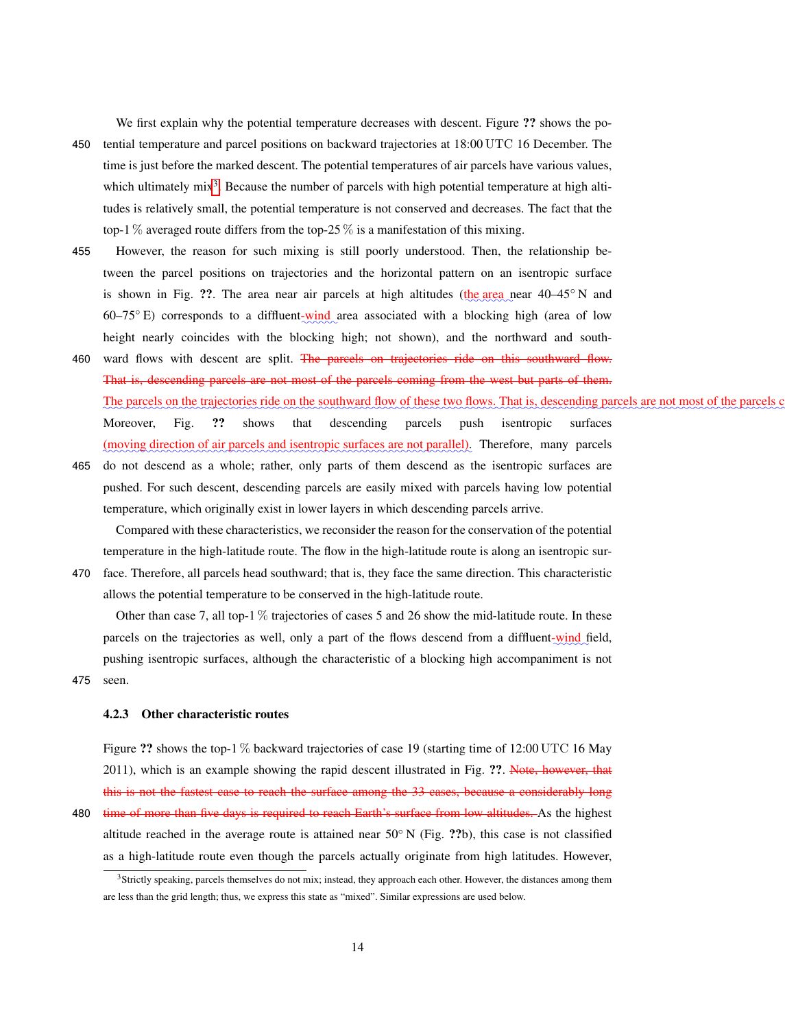We first explain why the potential temperature decreases with descent. Figure ?? shows the potential temperature and parcel positions on backward trajectories at 18:00 UTC 16 December. The time is just before the marked descent. The potential temperatures of air parcels have various values, which ultimately mix[3]. Because the number of parcels with high potential temperature at high altitudes is relatively small, the potential temperature is not conserved and decreases. The fact that the top-1 % averaged route differs from the top-25 % is a manifestation of this mixing.

However, the reason for such mixing is still poorly understood. Then, the relationship between the parcel positions on trajectories and the horizontal pattern on an isentropic surface is shown in Fig. ??. The area near air parcels at high altitudes (the area near 40–45° N and 60–75° E) corresponds to a diffluent-wind area associated with a blocking high (area of low height nearly coincides with the blocking high; not shown), and the northward and southward flows with descent are split. ~~The parcels on trajectories ride on this southward flow. That is, descending parcels are not most of the parcels coming from the west but parts of them.~~ The parcels on the trajectories ride on the southward flow of these two flows. That is, descending parcels are not most of the parcels c Moreover, Fig. ?? shows that descending parcels push isentropic surfaces (moving direction of air parcels and isentropic surfaces are not parallel). Therefore, many parcels do not descend as a whole; rather, only parts of them descend as the isentropic surfaces are pushed. For such descent, descending parcels are easily mixed with parcels having low potential temperature, which originally exist in lower layers in which descending parcels arrive.

Compared with these characteristics, we reconsider the reason for the conservation of the potential temperature in the high-latitude route. The flow in the high-latitude route is along an isentropic surface. Therefore, all parcels head southward; that is, they face the same direction. This characteristic allows the potential temperature to be conserved in the high-latitude route.

Other than case 7, all top-1 % trajectories of cases 5 and 26 show the mid-latitude route. In these parcels on the trajectories as well, only a part of the flows descend from a diffluent-wind field, pushing isentropic surfaces, although the characteristic of a blocking high accompaniment is not seen.

#### 4.2.3 Other characteristic routes

Figure ?? shows the top-1 % backward trajectories of case 19 (starting time of 12:00 UTC 16 May 2011), which is an example showing the rapid descent illustrated in Fig. ??. ~~Note, however, that this is not the fastest case to reach the surface among the 33 cases, because a considerably long time of more than five days is required to reach Earth's surface from low altitudes.~~ As the highest altitude reached in the average route is attained near 50° N (Fig. ??b), this case is not classified as a high-latitude route even though the parcels actually originate from high latitudes. However,

[3] Strictly speaking, parcels themselves do not mix; instead, they approach each other. However, the distances among them are less than the grid length; thus, we express this state as "mixed". Similar expressions are used below.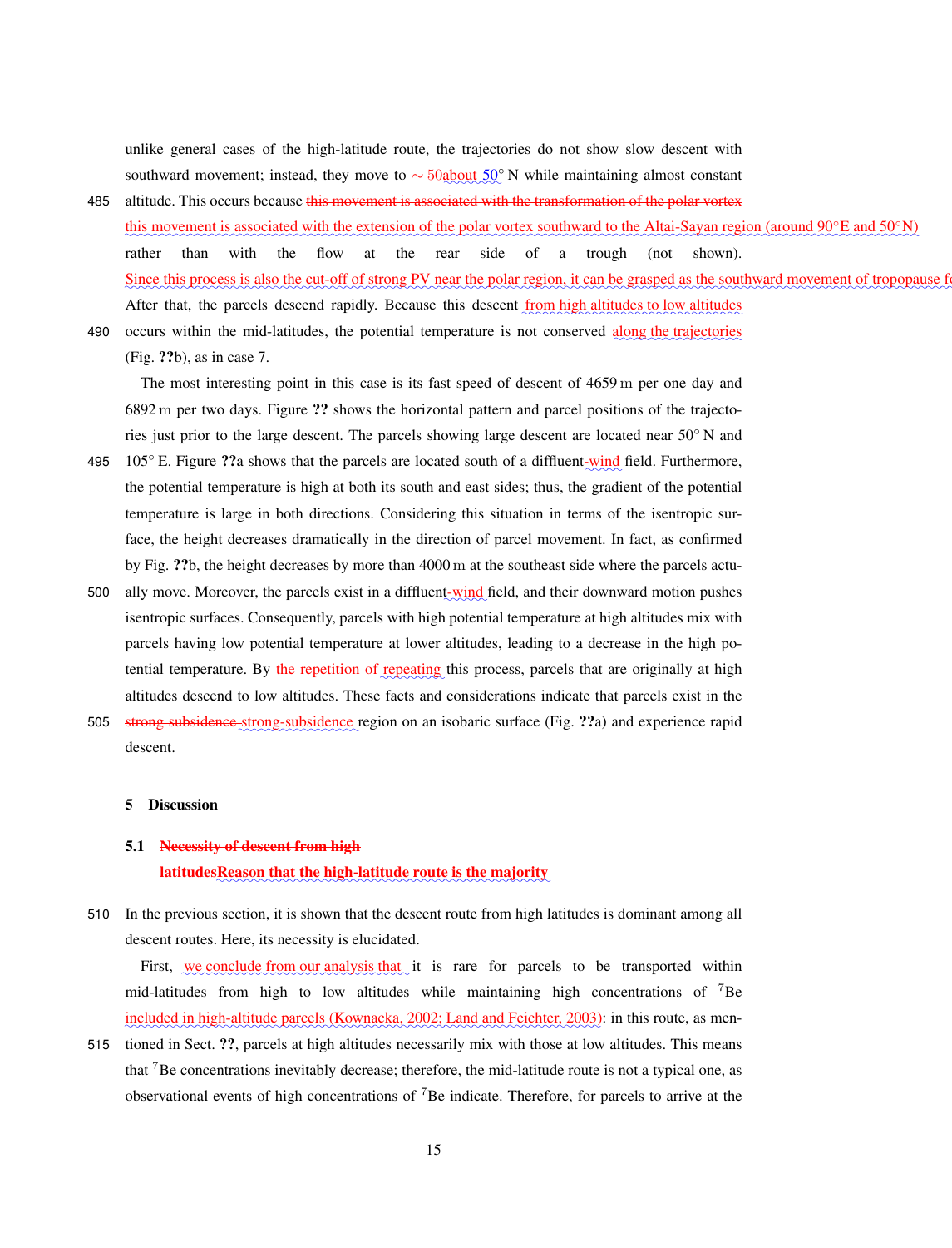unlike general cases of the high-latitude route, the trajectories do not show slow descent with southward movement; instead, they move to ~ 50about 50° N while maintaining almost constant altitude. This occurs because this movement is associated with the transformation of the polar vortex this movement is associated with the extension of the polar vortex southward to the Altai-Sayan region (around 90°E and 50°N) rather than with the flow at the rear side of a trough (not shown). Since this process is also the cut-off of strong PV near the polar region, it can be grasped as the southward movement of tropopause fo After that, the parcels descend rapidly. Because this descent from high altitudes to low altitudes occurs within the mid-latitudes, the potential temperature is not conserved along the trajectories (Fig. ??b), as in case 7.

The most interesting point in this case is its fast speed of descent of 4659 m per one day and 6892 m per two days. Figure ?? shows the horizontal pattern and parcel positions of the trajectories just prior to the large descent. The parcels showing large descent are located near 50° N and 105° E. Figure ??a shows that the parcels are located south of a diffluent-wind field. Furthermore, the potential temperature is high at both its south and east sides; thus, the gradient of the potential temperature is large in both directions. Considering this situation in terms of the isentropic surface, the height decreases dramatically in the direction of parcel movement. In fact, as confirmed by Fig. ??b, the height decreases by more than 4000 m at the southeast side where the parcels actually move. Moreover, the parcels exist in a diffluent-wind field, and their downward motion pushes isentropic surfaces. Consequently, parcels with high potential temperature at high altitudes mix with parcels having low potential temperature at lower altitudes, leading to a decrease in the high potential temperature. By the repetition of repeating this process, parcels that are originally at high altitudes descend to low altitudes. These facts and considerations indicate that parcels exist in the strong subsidence strong-subsidence region on an isobaric surface (Fig. ??a) and experience rapid descent.

## 5 Discussion

### 5.1 Necessity of descent from high latitudesReason that the high-latitude route is the majority

In the previous section, it is shown that the descent route from high latitudes is dominant among all descent routes. Here, its necessity is elucidated.

First, we conclude from our analysis that it is rare for parcels to be transported within mid-latitudes from high to low altitudes while maintaining high concentrations of $^{7}$Be included in high-altitude parcels (Kownacka, 2002; Land and Feichter, 2003): in this route, as mentioned in Sect. ??, parcels at high altitudes necessarily mix with those at low altitudes. This means that $^{7}$Be concentrations inevitably decrease; therefore, the mid-latitude route is not a typical one, as observational events of high concentrations of $^{7}$Be indicate. Therefore, for parcels to arrive at the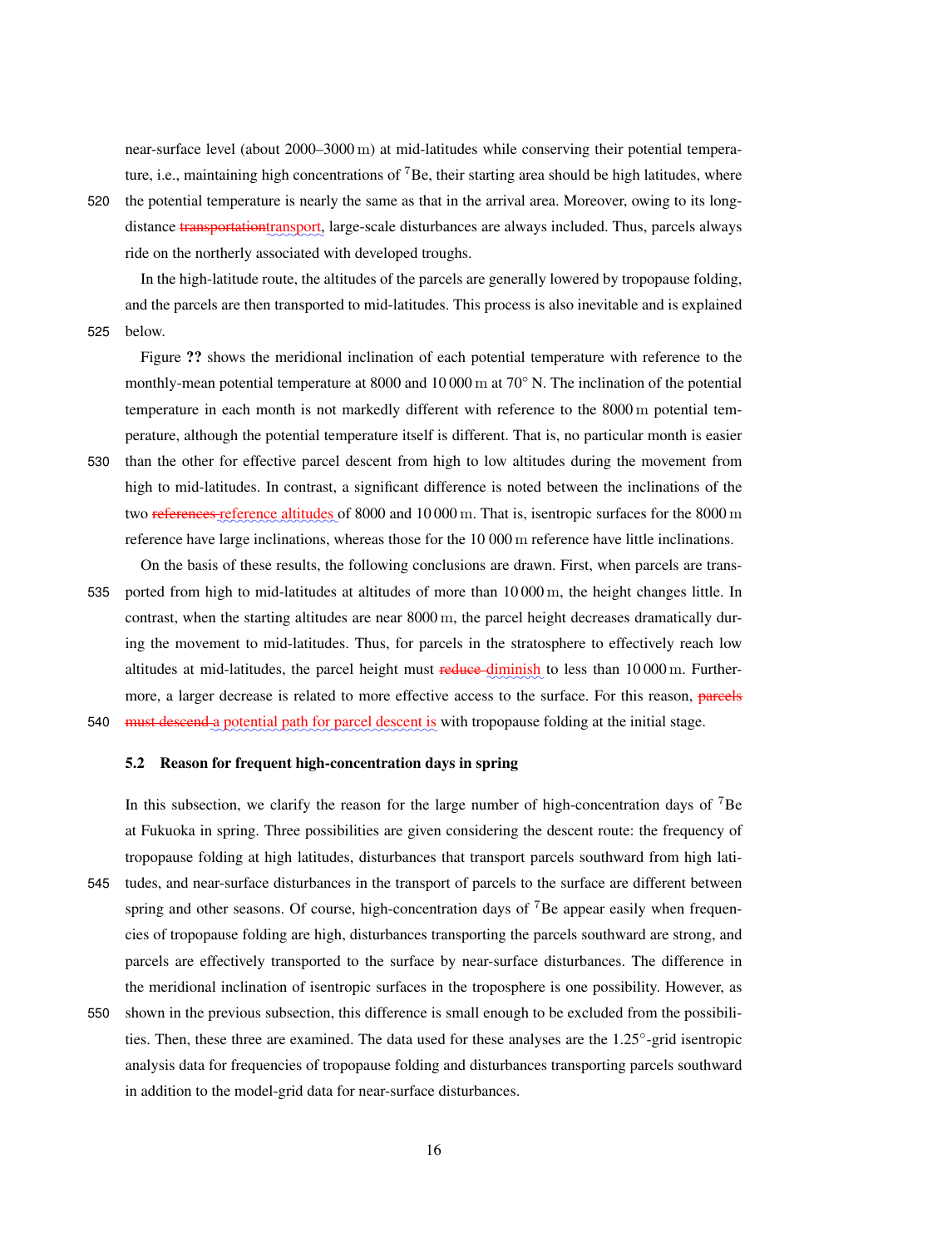near-surface level (about 2000–3000 m) at mid-latitudes while conserving their potential temperature, i.e., maintaining high concentrations of $^7$Be, their starting area should be high latitudes, where the potential temperature is nearly the same as that in the arrival area. Moreover, owing to its long-distance transportationtransport, large-scale disturbances are always included. Thus, parcels always ride on the northerly associated with developed troughs.

In the high-latitude route, the altitudes of the parcels are generally lowered by tropopause folding, and the parcels are then transported to mid-latitudes. This process is also inevitable and is explained below.

Figure **??** shows the meridional inclination of each potential temperature with reference to the monthly-mean potential temperature at 8000 and 10 000 m at 70° N. The inclination of the potential temperature in each month is not markedly different with reference to the 8000 m potential temperature, although the potential temperature itself is different. That is, no particular month is easier than the other for effective parcel descent from high to low altitudes during the movement from high to mid-latitudes. In contrast, a significant difference is noted between the inclinations of the two references reference altitudes of 8000 and 10 000 m. That is, isentropic surfaces for the 8000 m reference have large inclinations, whereas those for the 10 000 m reference have little inclinations.

On the basis of these results, the following conclusions are drawn. First, when parcels are transported from high to mid-latitudes at altitudes of more than 10 000 m, the height changes little. In contrast, when the starting altitudes are near 8000 m, the parcel height decreases dramatically during the movement to mid-latitudes. Thus, for parcels in the stratosphere to effectively reach low altitudes at mid-latitudes, the parcel height must reduce diminish to less than 10 000 m. Furthermore, a larger decrease is related to more effective access to the surface. For this reason, parcels must descend a potential path for parcel descent is with tropopause folding at the initial stage.

### 5.2 Reason for frequent high-concentration days in spring

In this subsection, we clarify the reason for the large number of high-concentration days of $^7$Be at Fukuoka in spring. Three possibilities are given considering the descent route: the frequency of tropopause folding at high latitudes, disturbances that transport parcels southward from high latitudes, and near-surface disturbances in the transport of parcels to the surface are different between spring and other seasons. Of course, high-concentration days of $^7$Be appear easily when frequencies of tropopause folding are high, disturbances transporting the parcels southward are strong, and parcels are effectively transported to the surface by near-surface disturbances. The difference in the meridional inclination of isentropic surfaces in the troposphere is one possibility. However, as shown in the previous subsection, this difference is small enough to be excluded from the possibilities. Then, these three are examined. The data used for these analyses are the 1.25°-grid isentropic analysis data for frequencies of tropopause folding and disturbances transporting parcels southward in addition to the model-grid data for near-surface disturbances.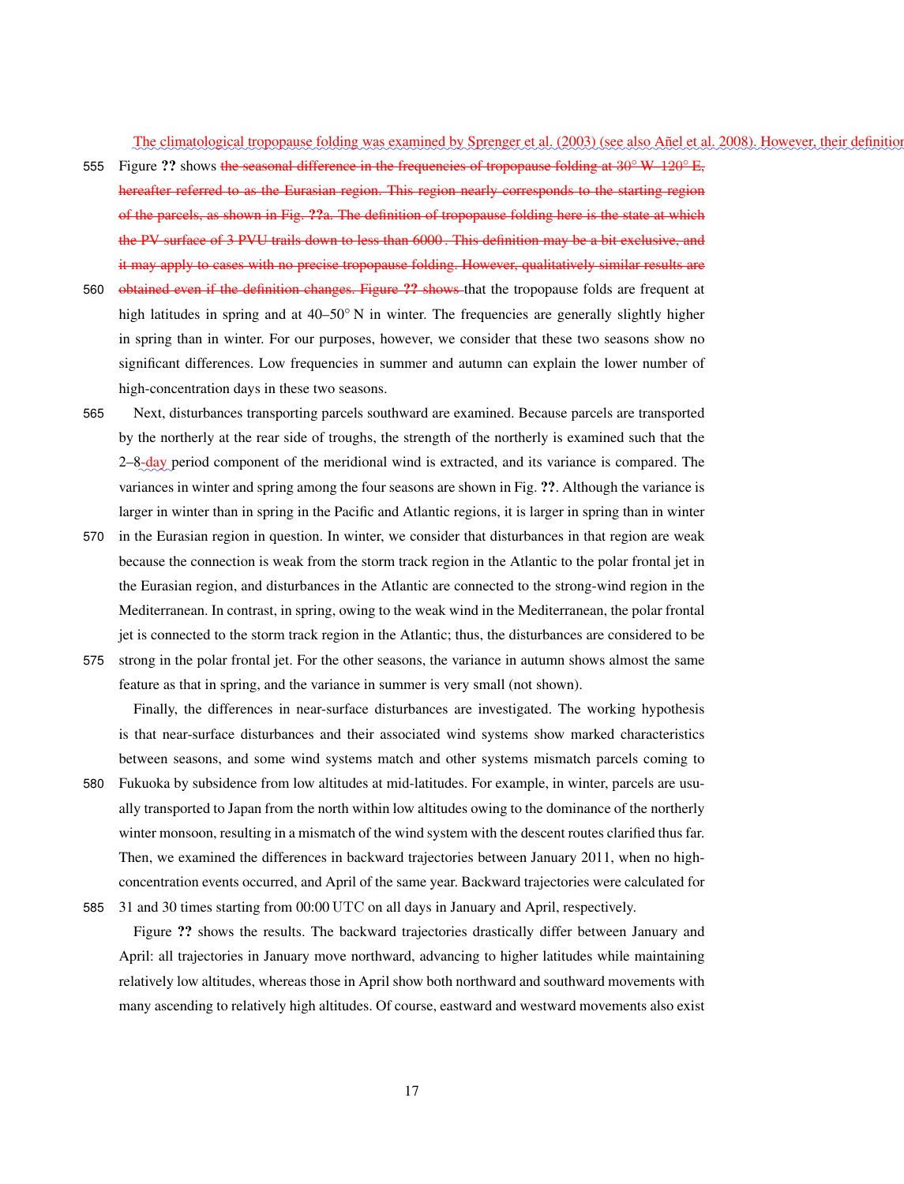The climatological tropopause folding was examined by Sprenger et al. (2003) (see also Añel et al. 2008). However, their definition

Figure ?? shows the seasonal difference in the frequencies of tropopause folding at 30° W–120° E, hereafter referred to as the Eurasian region. This region nearly corresponds to the starting region of the parcels, as shown in Fig. ??a. The definition of tropopause folding here is the state at which the PV surface of 3 PVU trails down to less than 6000 . This definition may be a bit exclusive, and it may apply to cases with no precise tropopause folding. However, qualitatively similar results are obtained even if the definition changes. Figure ?? shows that the tropopause folds are frequent at high latitudes in spring and at 40–50° N in winter. The frequencies are generally slightly higher in spring than in winter. For our purposes, however, we consider that these two seasons show no significant differences. Low frequencies in summer and autumn can explain the lower number of high-concentration days in these two seasons.

Next, disturbances transporting parcels southward are examined. Because parcels are transported by the northerly at the rear side of troughs, the strength of the northerly is examined such that the 2–8-day period component of the meridional wind is extracted, and its variance is compared. The variances in winter and spring among the four seasons are shown in Fig. ??. Although the variance is larger in winter than in spring in the Pacific and Atlantic regions, it is larger in spring than in winter in the Eurasian region in question. In winter, we consider that disturbances in that region are weak because the connection is weak from the storm track region in the Atlantic to the polar frontal jet in the Eurasian region, and disturbances in the Atlantic are connected to the strong-wind region in the Mediterranean. In contrast, in spring, owing to the weak wind in the Mediterranean, the polar frontal jet is connected to the storm track region in the Atlantic; thus, the disturbances are considered to be strong in the polar frontal jet. For the other seasons, the variance in autumn shows almost the same feature as that in spring, and the variance in summer is very small (not shown).

Finally, the differences in near-surface disturbances are investigated. The working hypothesis is that near-surface disturbances and their associated wind systems show marked characteristics between seasons, and some wind systems match and other systems mismatch parcels coming to Fukuoka by subsidence from low altitudes at mid-latitudes. For example, in winter, parcels are usually transported to Japan from the north within low altitudes owing to the dominance of the northerly winter monsoon, resulting in a mismatch of the wind system with the descent routes clarified thus far. Then, we examined the differences in backward trajectories between January 2011, when no high-concentration events occurred, and April of the same year. Backward trajectories were calculated for 31 and 30 times starting from 00:00 UTC on all days in January and April, respectively.

Figure ?? shows the results. The backward trajectories drastically differ between January and April: all trajectories in January move northward, advancing to higher latitudes while maintaining relatively low altitudes, whereas those in April show both northward and southward movements with many ascending to relatively high altitudes. Of course, eastward and westward movements also exist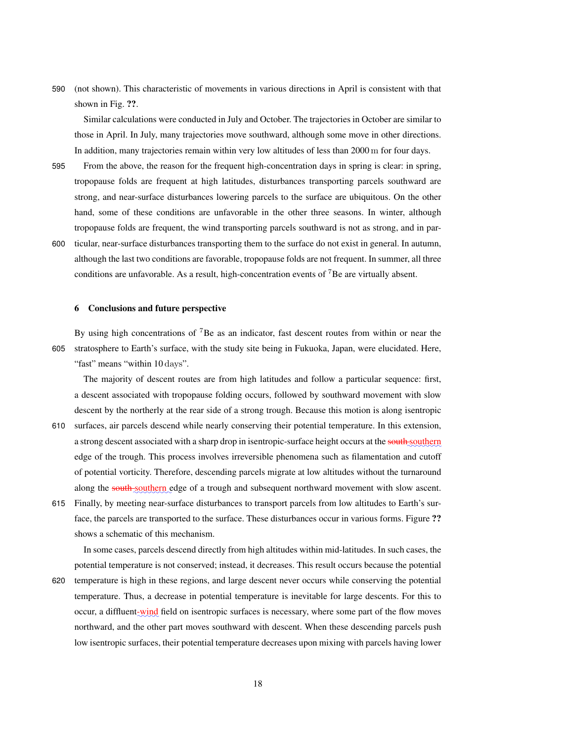(not shown). This characteristic of movements in various directions in April is consistent with that shown in Fig. ??.

Similar calculations were conducted in July and October. The trajectories in October are similar to those in April. In July, many trajectories move southward, although some move in other directions. In addition, many trajectories remain within very low altitudes of less than 2000 m for four days.

From the above, the reason for the frequent high-concentration days in spring is clear: in spring, tropopause folds are frequent at high latitudes, disturbances transporting parcels southward are strong, and near-surface disturbances lowering parcels to the surface are ubiquitous. On the other hand, some of these conditions are unfavorable in the other three seasons. In winter, although tropopause folds are frequent, the wind transporting parcels southward is not as strong, and in particular, near-surface disturbances transporting them to the surface do not exist in general. In autumn, although the last two conditions are favorable, tropopause folds are not frequent. In summer, all three conditions are unfavorable. As a result, high-concentration events of $^{7}$Be are virtually absent.

## 6 Conclusions and future perspective

By using high concentrations of $^{7}$Be as an indicator, fast descent routes from within or near the stratosphere to Earth's surface, with the study site being in Fukuoka, Japan, were elucidated. Here, "fast" means "within 10 days".

The majority of descent routes are from high latitudes and follow a particular sequence: first, a descent associated with tropopause folding occurs, followed by southward movement with slow descent by the northerly at the rear side of a strong trough. Because this motion is along isentropic surfaces, air parcels descend while nearly conserving their potential temperature. In this extension, a strong descent associated with a sharp drop in isentropic-surface height occurs at the ~~south~~ southern edge of the trough. This process involves irreversible phenomena such as filamentation and cutoff of potential vorticity. Therefore, descending parcels migrate at low altitudes without the turnaround along the ~~south~~ southern edge of a trough and subsequent northward movement with slow ascent. Finally, by meeting near-surface disturbances to transport parcels from low altitudes to Earth's surface, the parcels are transported to the surface. These disturbances occur in various forms. Figure ?? shows a schematic of this mechanism.

In some cases, parcels descend directly from high altitudes within mid-latitudes. In such cases, the potential temperature is not conserved; instead, it decreases. This result occurs because the potential temperature is high in these regions, and large descent never occurs while conserving the potential temperature. Thus, a decrease in potential temperature is inevitable for large descents. For this to occur, a diffluent-wind field on isentropic surfaces is necessary, where some part of the flow moves northward, and the other part moves southward with descent. When these descending parcels push low isentropic surfaces, their potential temperature decreases upon mixing with parcels having lower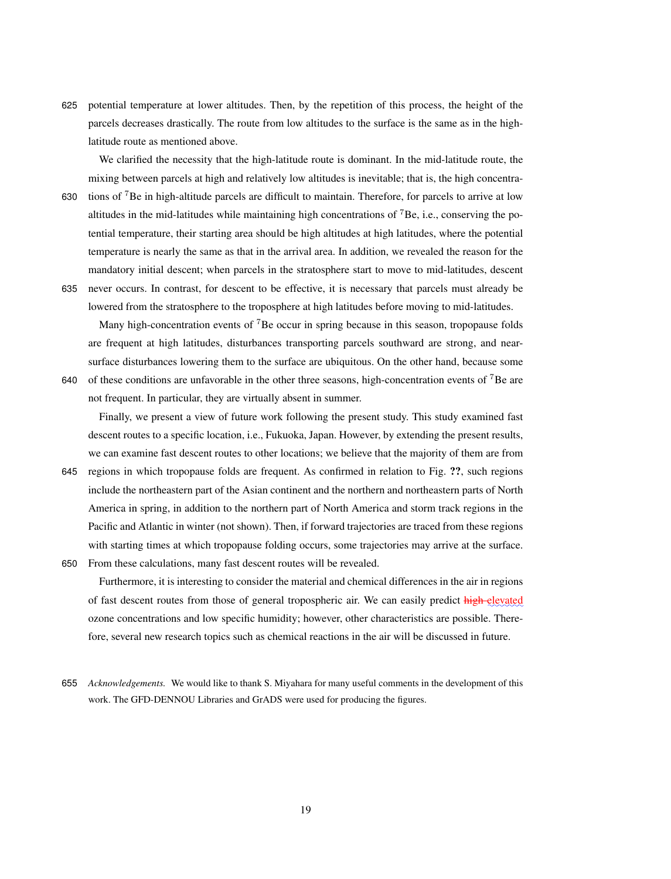potential temperature at lower altitudes. Then, by the repetition of this process, the height of the parcels decreases drastically. The route from low altitudes to the surface is the same as in the high-latitude route as mentioned above.

We clarified the necessity that the high-latitude route is dominant. In the mid-latitude route, the mixing between parcels at high and relatively low altitudes is inevitable; that is, the high concentrations of $^{7}$Be in high-altitude parcels are difficult to maintain. Therefore, for parcels to arrive at low altitudes in the mid-latitudes while maintaining high concentrations of $^{7}$Be, i.e., conserving the potential temperature, their starting area should be high altitudes at high latitudes, where the potential temperature is nearly the same as that in the arrival area. In addition, we revealed the reason for the mandatory initial descent; when parcels in the stratosphere start to move to mid-latitudes, descent never occurs. In contrast, for descent to be effective, it is necessary that parcels must already be lowered from the stratosphere to the troposphere at high latitudes before moving to mid-latitudes.

Many high-concentration events of $^{7}$Be occur in spring because in this season, tropopause folds are frequent at high latitudes, disturbances transporting parcels southward are strong, and near-surface disturbances lowering them to the surface are ubiquitous. On the other hand, because some of these conditions are unfavorable in the other three seasons, high-concentration events of $^{7}$Be are not frequent. In particular, they are virtually absent in summer.

Finally, we present a view of future work following the present study. This study examined fast descent routes to a specific location, i.e., Fukuoka, Japan. However, by extending the present results, we can examine fast descent routes to other locations; we believe that the majority of them are from regions in which tropopause folds are frequent. As confirmed in relation to Fig. **??**, such regions include the northeastern part of the Asian continent and the northern and northeastern parts of North America in spring, in addition to the northern part of North America and storm track regions in the Pacific and Atlantic in winter (not shown). Then, if forward trajectories are traced from these regions with starting times at which tropopause folding occurs, some trajectories may arrive at the surface. From these calculations, many fast descent routes will be revealed.

Furthermore, it is interesting to consider the material and chemical differences in the air in regions of fast descent routes from those of general tropospheric air. We can easily predict ~~high~~ elevated ozone concentrations and low specific humidity; however, other characteristics are possible. Therefore, several new research topics such as chemical reactions in the air will be discussed in future.

*Acknowledgements.* We would like to thank S. Miyahara for many useful comments in the development of this work. The GFD-DENNOU Libraries and GrADS were used for producing the figures.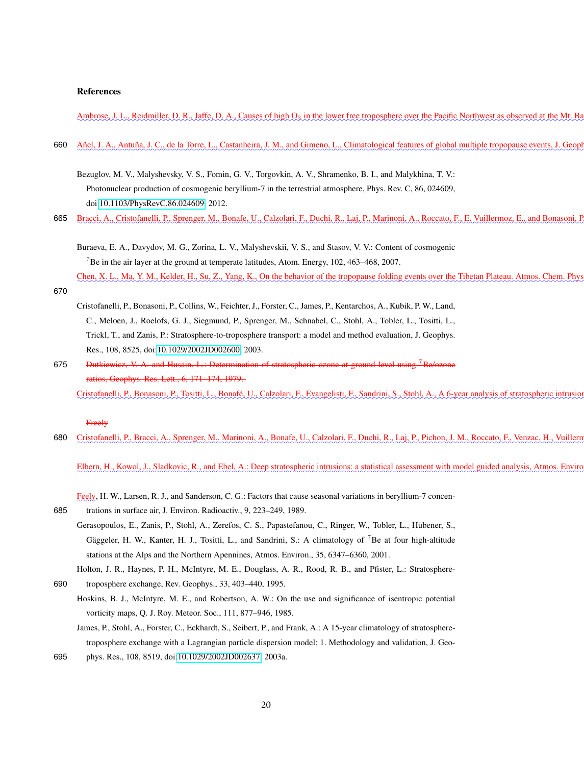# References

Ambrose, J. L., Reidmiller, D. R., Jaffe, D. A., Causes of high $O_3$ in the lower free troposphere over the Pacific Northwest as observed at the Mt. Ba

Añel, J. A., Antuña, J. C., de la Torre, L., Castanheira, J. M., and Gimeno, L., Climatological features of global multiple tropopause events, J. Geoph

Bezuglov, M. V., Malyshevsky, V. S., Fomin, G. V., Torgovkin, A. V., Shramenko, B. I., and Malykhina, T. V.: Photonuclear production of cosmogenic beryllium-7 in the terrestrial atmosphere, Phys. Rev. C, 86, 024609, doi:10.1103/PhysRevC.86.024609, 2012.

Bracci, A., Cristofanelli, P., Sprenger, M., Bonafe, U., Calzolari, F., Duchi, R., Laj, P., Marinoni, A., Roccato, F., E. Vuillermoz, E., and Bonasoni, P.

Buraeva, E. A., Davydov, M. G., Zorina, L. V., Malyshevskii, V. S., and Stasov, V. V.: Content of cosmogenic $^7$Be in the air layer at the ground at temperate latitudes, Atom. Energy, 102, 463–468, 2007.

Chen, X. L., Ma, Y. M., Kelder, H., Su, Z., Yang, K., On the behavior of the tropopause folding events over the Tibetan Plateau, Atmos. Chem. Phys

Cristofanelli, P., Bonasoni, P., Collins, W., Feichter, J., Forster, C., James, P., Kentarchos, A., Kubik, P. W., Land, C., Meloen, J., Roelofs, G. J., Siegmund, P., Sprenger, M., Schnabel, C., Stohl, A., Tobler, L., Tositti, L., Trickl, T., and Zanis, P.: Stratosphere-to-troposphere transport: a model and method evaluation, J. Geophys. Res., 108, 8525, doi:10.1029/2002JD002600, 2003.

~~Dutkiewicz, V. A. and Husain, L.: Determination of stratospheric ozone at ground level using $^7$Be/ozone ratios, Geophys. Res. Lett., 6, 171–174, 1979.~~

Cristofanelli, P., Bonasoni, P., Tositti, L., Bonafé, U., Calzolari, F., Evangelisti, F., Sandrini, S., Stohl, A., A 6-year analysis of stratospheric intrusion

~~Freely~~

Cristofanelli, P., Bracci, A., Sprenger, M., Marinoni, A., Bonafe, U., Calzolari, F., Duchi, R., Laj, P., Pichon, J. M., Roccato, F., Venzac, H., Vuillerm

Elbern, H., Kowol, J., Sladkovic, R., and Ebel, A.: Deep stratospheric intrusions: a statistical assessment with model guided analysis, Atmos. Enviro

Feely, H. W., Larsen, R. J., and Sanderson, C. G.: Factors that cause seasonal variations in beryllium-7 concentrations in surface air, J. Environ. Radioactiv., 9, 223–249, 1989.

Gerasopoulos, E., Zanis, P., Stohl, A., Zerefos, C. S., Papastefanou, C., Ringer, W., Tobler, L., Hübener, S., Gäggeler, H. W., Kanter, H. J., Tositti, L., and Sandrini, S.: A climatology of $^7$Be at four high-altitude stations at the Alps and the Northern Apennines, Atmos. Environ., 35, 6347–6360, 2001.

Holton, J. R., Haynes, P. H., McIntyre, M. E., Douglass, A. R., Rood, R. B., and Pfister, L.: Stratosphere-troposphere exchange, Rev. Geophys., 33, 403–440, 1995.

Hoskins, B. J., McIntyre, M. E., and Robertson, A. W.: On the use and significance of isentropic potential vorticity maps, Q. J. Roy. Meteor. Soc., 111, 877–946, 1985.

James, P., Stohl, A., Forster, C., Eckhardt, S., Seibert, P., and Frank, A.: A 15-year climatology of stratosphere-troposphere exchange with a Lagrangian particle dispersion model: 1. Methodology and validation, J. Geophys. Res., 108, 8519, doi:10.1029/2002JD002637, 2003a.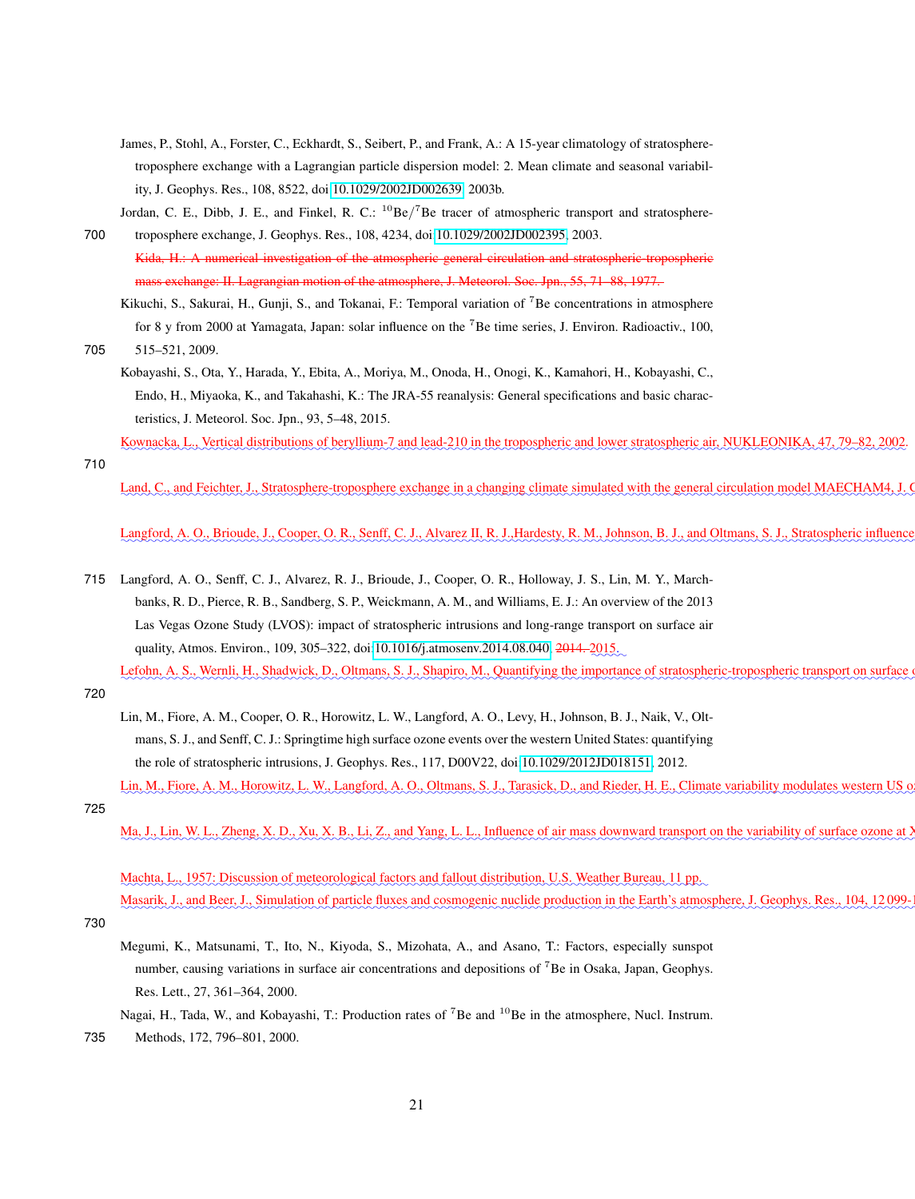James, P., Stohl, A., Forster, C., Eckhardt, S., Seibert, P., and Frank, A.: A 15-year climatology of stratosphere-troposphere exchange with a Lagrangian particle dispersion model: 2. Mean climate and seasonal variability, J. Geophys. Res., 108, 8522, doi:10.1029/2002JD002639, 2003b.

Jordan, C. E., Dibb, J. E., and Finkel, R. C.: $^{10}$Be/$^{7}$Be tracer of atmospheric transport and stratosphere-troposphere exchange, J. Geophys. Res., 108, 4234, doi:10.1029/2002JD002395, 2003.

~~Kida, H.: A numerical investigation of the atmospheric general circulation and stratospheric-tropospheric mass exchange: II. Lagrangian motion of the atmosphere, J. Meteorol. Soc. Jpn., 55, 71–88, 1977.~~

Kikuchi, S., Sakurai, H., Gunji, S., and Tokanai, F.: Temporal variation of $^{7}$Be concentrations in atmosphere for 8 y from 2000 at Yamagata, Japan: solar influence on the $^{7}$Be time series, J. Environ. Radioactiv., 100, 515–521, 2009.

Kobayashi, S., Ota, Y., Harada, Y., Ebita, A., Moriya, M., Onoda, H., Onogi, K., Kamahori, H., Kobayashi, C., Endo, H., Miyaoka, K., and Takahashi, K.: The JRA-55 reanalysis: General specifications and basic characteristics, J. Meteorol. Soc. Jpn., 93, 5–48, 2015.

Kownacka, L., Vertical distributions of beryllium-7 and lead-210 in the tropospheric and lower stratospheric air, NUKLEONIKA, 47, 79–82, 2002.

Land, C., and Feichter, J., Stratosphere-troposphere exchange in a changing climate simulated with the general circulation model MAECHAM4, J. C

Langford, A. O., Brioude, J., Cooper, O. R., Senff, C. J., Alvarez II, R. J.,Hardesty, R. M., Johnson, B. J., and Oltmans, S. J., Stratospheric influence

Langford, A. O., Senff, C. J., Alvarez, R. J., Brioude, J., Cooper, O. R., Holloway, J. S., Lin, M. Y., Marchbanks, R. D., Pierce, R. B., Sandberg, S. P., Weickmann, A. M., and Williams, E. J.: An overview of the 2013 Las Vegas Ozone Study (LVOS): impact of stratospheric intrusions and long-range transport on surface air quality, Atmos. Environ., 109, 305–322, doi:10.1016/j.atmosenv.2014.08.040, ~~2014.~~ 2015.

Lefohn, A. S., Wernli, H., Shadwick, D., Oltmans, S. J., Shapiro, M., Quantifying the importance of stratospheric-tropospheric transport on surface o

Lin, M., Fiore, A. M., Cooper, O. R., Horowitz, L. W., Langford, A. O., Levy, H., Johnson, B. J., Naik, V., Oltmans, S. J., and Senff, C. J.: Springtime high surface ozone events over the western United States: quantifying the role of stratospheric intrusions, J. Geophys. Res., 117, D00V22, doi:10.1029/2012JD018151, 2012.

Lin, M., Fiore, A. M., Horowitz, L. W., Langford, A. O., Oltmans, S. J., Tarasick, D., and Rieder, H. E., Climate variability modulates western US o

Ma, J., Lin, W. L., Zheng, X. D., Xu, X. B., Li, Z., and Yang, L. L., Influence of air mass downward transport on the variability of surface ozone at X

Machta, L., 1957: Discussion of meteorological factors and fallout distribution, U.S. Weather Bureau, 11 pp.

Masarik, J., and Beer, J., Simulation of particle fluxes and cosmogenic nuclide production in the Earth's atmosphere, J. Geophys. Res., 104, 12 099-1

Megumi, K., Matsunami, T., Ito, N., Kiyoda, S., Mizohata, A., and Asano, T.: Factors, especially sunspot number, causing variations in surface air concentrations and depositions of $^{7}$Be in Osaka, Japan, Geophys. Res. Lett., 27, 361–364, 2000.

Nagai, H., Tada, W., and Kobayashi, T.: Production rates of $^{7}$Be and $^{10}$Be in the atmosphere, Nucl. Instrum. Methods, 172, 796–801, 2000.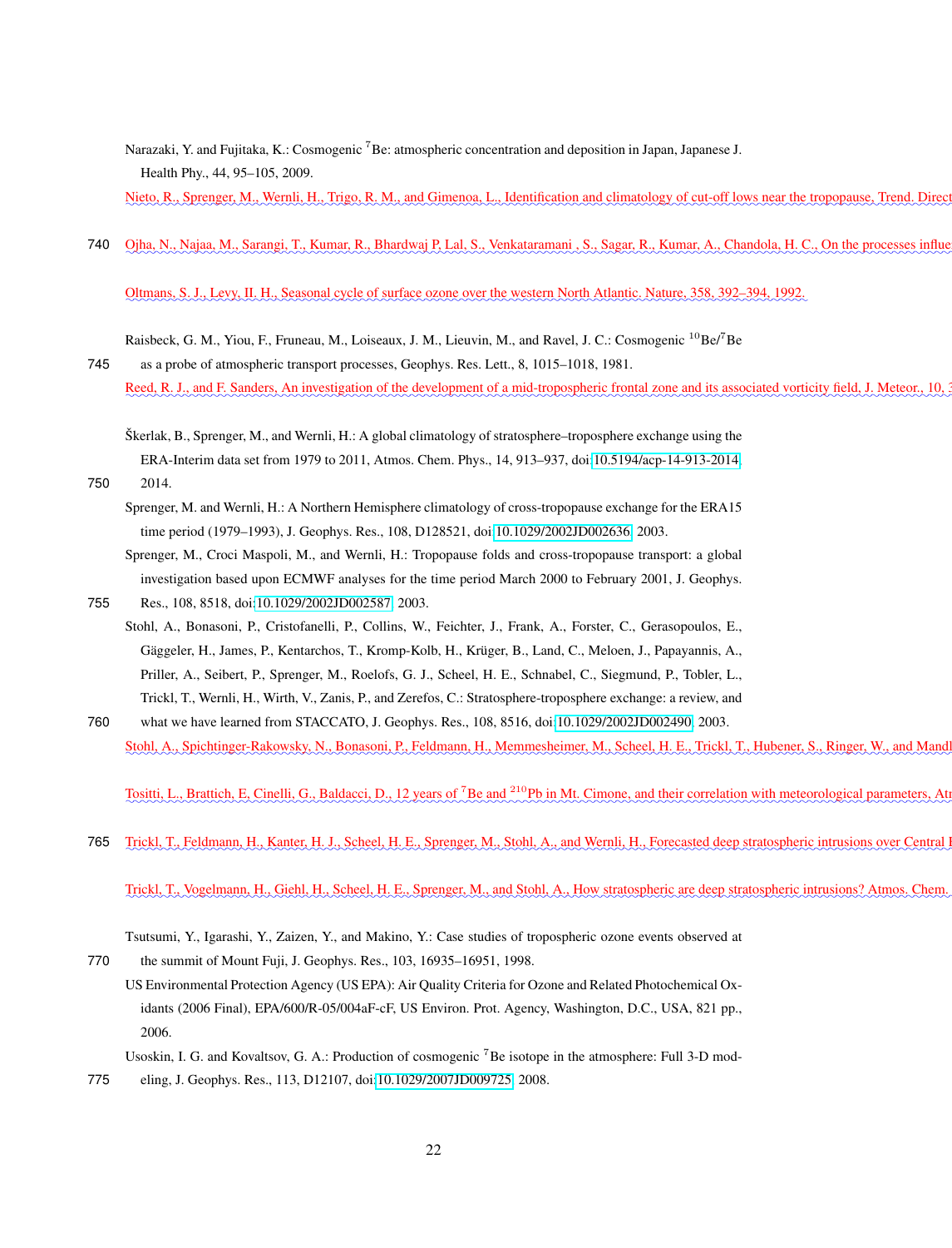Narazaki, Y. and Fujitaka, K.: Cosmogenic $^7$Be: atmospheric concentration and deposition in Japan, Japanese J. Health Phy., 44, 95–105, 2009.

Nieto, R., Sprenger, M., Wernli, H., Trigo, R. M., and Gimenoa, L., Identification and climatology of cut-off lows near the tropopause, Trend. Direct

Ojha, N., Najaa, M., Sarangi, T., Kumar, R., Bhardwaj P, Lal, S., Venkataramani , S., Sagar, R., Kumar, A., Chandola, H. C., On the processes influe

Oltmans, S. J., Levy, II, H., Seasonal cycle of surface ozone over the western North Atlantic. Nature, 358, 392–394, 1992.

Raisbeck, G. M., Yiou, F., Fruneau, M., Loiseaux, J. M., Lieuvin, M., and Ravel, J. C.: Cosmogenic $^{10}$Be/$^7$Be as a probe of atmospheric transport processes, Geophys. Res. Lett., 8, 1015–1018, 1981.

Reed, R. J., and F. Sanders, An investigation of the development of a mid-tropospheric frontal zone and its associated vorticity field, J. Meteor., 10, 3

Škerlak, B., Sprenger, M., and Wernli, H.: A global climatology of stratosphere–troposphere exchange using the ERA-Interim data set from 1979 to 2011, Atmos. Chem. Phys., 14, 913–937, doi:10.5194/acp-14-913-2014, 2014.

Sprenger, M. and Wernli, H.: A Northern Hemisphere climatology of cross-tropopause exchange for the ERA15 time period (1979–1993), J. Geophys. Res., 108, D128521, doi:10.1029/2002JD002636, 2003.

Sprenger, M., Croci Maspoli, M., and Wernli, H.: Tropopause folds and cross-tropopause transport: a global investigation based upon ECMWF analyses for the time period March 2000 to February 2001, J. Geophys. Res., 108, 8518, doi:10.1029/2002JD002587, 2003.

Stohl, A., Bonasoni, P., Cristofanelli, P., Collins, W., Feichter, J., Frank, A., Forster, C., Gerasopoulos, E., Gäggeler, H., James, P., Kentarchos, T., Kromp-Kolb, H., Krüger, B., Land, C., Meloen, J., Papayannis, A., Priller, A., Seibert, P., Sprenger, M., Roelofs, G. J., Scheel, H. E., Schnabel, C., Siegmund, P., Tobler, L., Trickl, T., Wernli, H., Wirth, V., Zanis, P., and Zerefos, C.: Stratosphere-troposphere exchange: a review, and what we have learned from STACCATO, J. Geophys. Res., 108, 8516, doi:10.1029/2002JD002490, 2003.

Stohl, A., Spichtinger-Rakowsky, N., Bonasoni, P., Feldmann, H., Memmesheimer, M., Scheel, H. E., Trickl, T., Hubener, S., Ringer, W., and Mandl

Tositti, L., Brattich, E, Cinelli, G., Baldacci, D., 12 years of $^7$Be and $^{210}$Pb in Mt. Cimone, and their correlation with meteorological parameters, Atr

Trickl, T., Feldmann, H., Kanter, H. J., Scheel, H. E., Sprenger, M., Stohl, A., and Wernli, H., Forecasted deep stratospheric intrusions over Central I

Trickl, T., Vogelmann, H., Giehl, H., Scheel, H. E., Sprenger, M., and Stohl, A., How stratospheric are deep stratospheric intrusions? Atmos. Chem.

Tsutsumi, Y., Igarashi, Y., Zaizen, Y., and Makino, Y.: Case studies of tropospheric ozone events observed at the summit of Mount Fuji, J. Geophys. Res., 103, 16935–16951, 1998.

US Environmental Protection Agency (US EPA): Air Quality Criteria for Ozone and Related Photochemical Oxidants (2006 Final), EPA/600/R-05/004aF-cF, US Environ. Prot. Agency, Washington, D.C., USA, 821 pp., 2006.

Usoskin, I. G. and Kovaltsov, G. A.: Production of cosmogenic $^7$Be isotope in the atmosphere: Full 3-D modeling, J. Geophys. Res., 113, D12107, doi:10.1029/2007JD009725, 2008.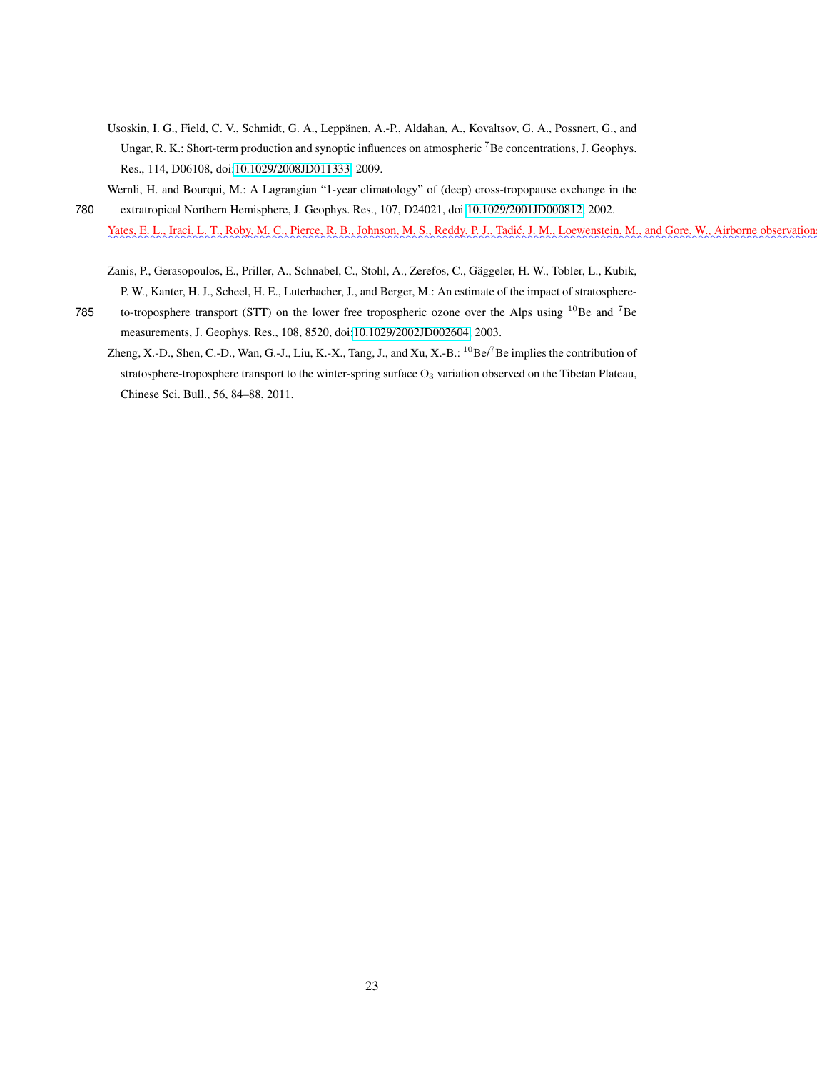Usoskin, I. G., Field, C. V., Schmidt, G. A., Leppänen, A.-P., Aldahan, A., Kovaltsov, G. A., Possnert, G., and Ungar, R. K.: Short-term production and synoptic influences on atmospheric $^{7}$Be concentrations, J. Geophys. Res., 114, D06108, doi:10.1029/2008JD011333, 2009.

Wernli, H. and Bourqui, M.: A Lagrangian "1-year climatology" of (deep) cross-tropopause exchange in the extratropical Northern Hemisphere, J. Geophys. Res., 107, D24021, doi:10.1029/2001JD000812, 2002.

Yates, E. L., Iraci, L. T., Roby, M. C., Pierce, R. B., Johnson, M. S., Reddy, P. J., Tadić, J. M., Loewenstein, M., and Gore, W., Airborne observations

Zanis, P., Gerasopoulos, E., Priller, A., Schnabel, C., Stohl, A., Zerefos, C., Gäggeler, H. W., Tobler, L., Kubik, P. W., Kanter, H. J., Scheel, H. E., Luterbacher, J., and Berger, M.: An estimate of the impact of stratosphere-to-troposphere transport (STT) on the lower free tropospheric ozone over the Alps using $^{10}$Be and $^{7}$Be measurements, J. Geophys. Res., 108, 8520, doi:10.1029/2002JD002604, 2003.

Zheng, X.-D., Shen, C.-D., Wan, G.-J., Liu, K.-X., Tang, J., and Xu, X.-B.: $^{10}$Be/$^{7}$Be implies the contribution of stratosphere-troposphere transport to the winter-spring surface $O_3$ variation observed on the Tibetan Plateau, Chinese Sci. Bull., 56, 84–88, 2011.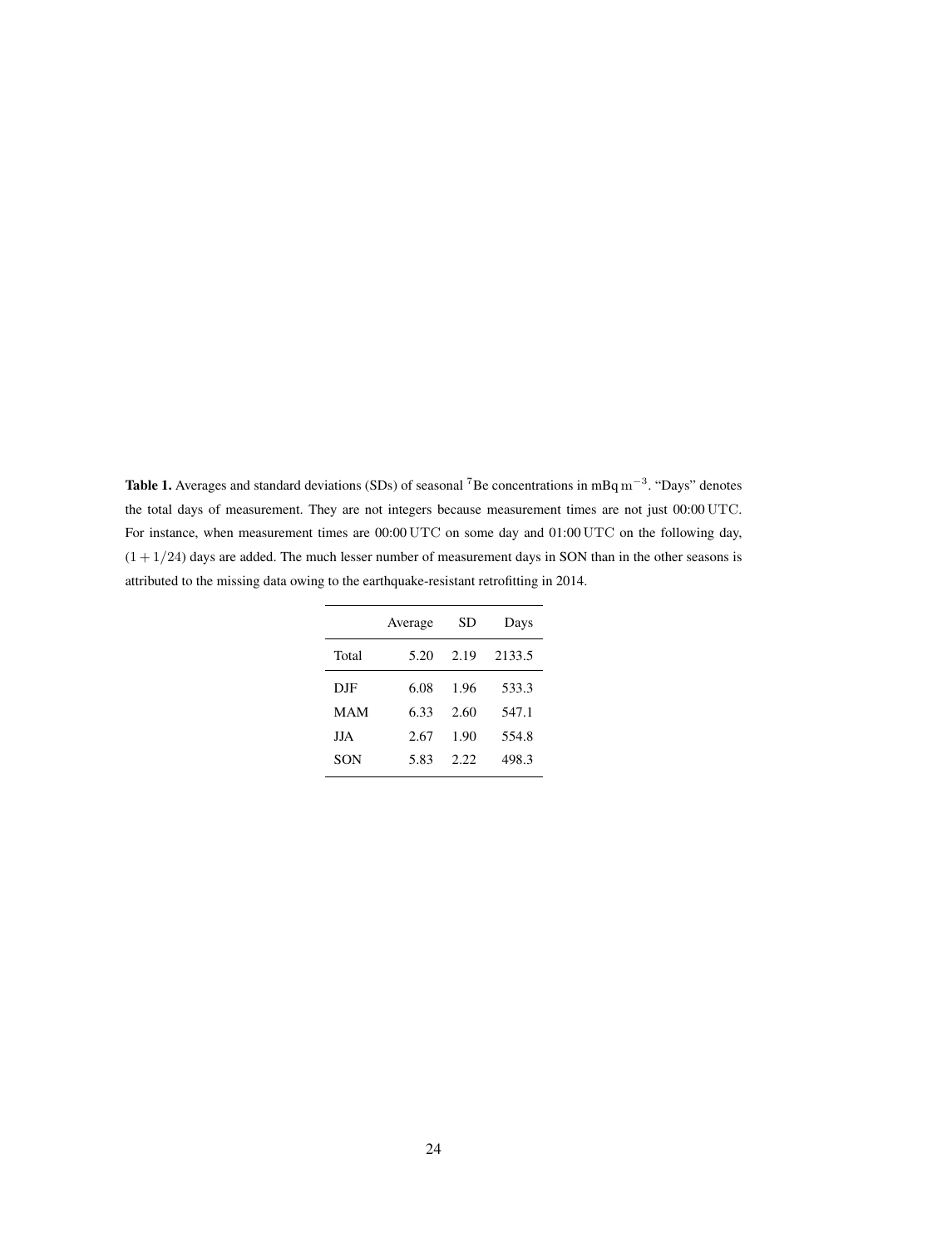**Table 1.** Averages and standard deviations (SDs) of seasonal $^{7}$Be concentrations in mBq $\mathrm{m}^{-3}$. "Days" denotes the total days of measurement. They are not integers because measurement times are not just 00:00 UTC. For instance, when measurement times are 00:00 UTC on some day and 01:00 UTC on the following day, $(1 + 1/24)$ days are added. The much lesser number of measurement days in SON than in the other seasons is attributed to the missing data owing to the earthquake-resistant retrofitting in 2014.

| | Average | SD | Days |
|---|---|---|---|
| Total | 5.20 | 2.19 | 2133.5 |
| DJF | 6.08 | 1.96 | 533.3 |
| MAM | 6.33 | 2.60 | 547.1 |
| JJA | 2.67 | 1.90 | 554.8 |
| SON | 5.83 | 2.22 | 498.3 |